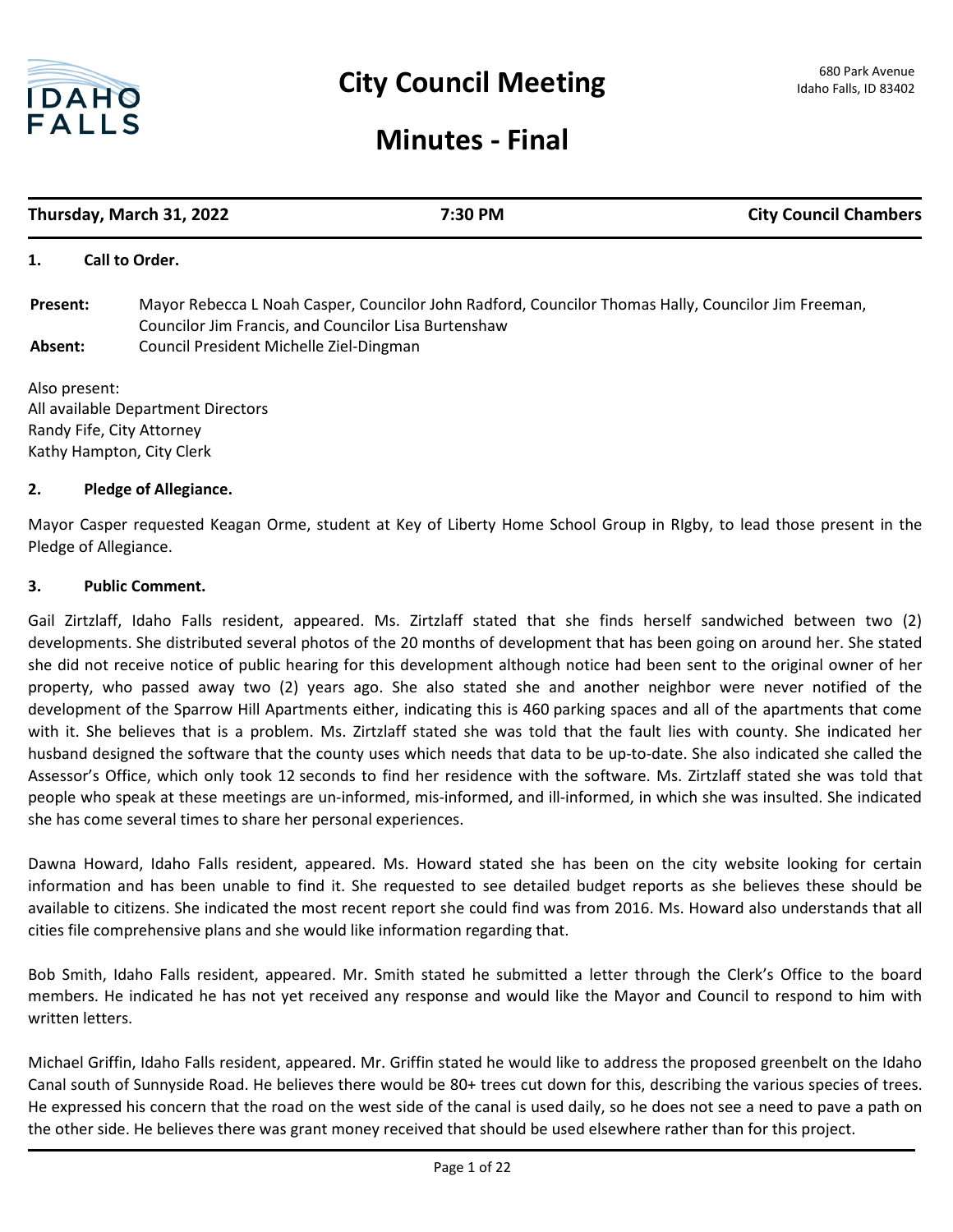# City Council Meeting

680 Park Avenue
Idaho Falls, ID 83402

## Minutes - Final

**Thursday, March 31, 2022** | **7:30 PM** | **City Council Chambers**

### 1. Call to Order.

**Present:** Mayor Rebecca L Noah Casper, Councilor John Radford, Councilor Thomas Hally, Councilor Jim Freeman, Councilor Jim Francis, and Councilor Lisa Burtenshaw

**Absent:** Council President Michelle Ziel-Dingman

Also present:
All available Department Directors
Randy Fife, City Attorney
Kathy Hampton, City Clerk

### 2. Pledge of Allegiance.

Mayor Casper requested Keagan Orme, student at Key of Liberty Home School Group in RIgby, to lead those present in the Pledge of Allegiance.

### 3. Public Comment.

Gail Zirtzlaff, Idaho Falls resident, appeared. Ms. Zirtzlaff stated that she finds herself sandwiched between two (2) developments. She distributed several photos of the 20 months of development that has been going on around her. She stated she did not receive notice of public hearing for this development although notice had been sent to the original owner of her property, who passed away two (2) years ago. She also stated she and another neighbor were never notified of the development of the Sparrow Hill Apartments either, indicating this is 460 parking spaces and all of the apartments that come with it. She believes that is a problem. Ms. Zirtzlaff stated she was told that the fault lies with county. She indicated her husband designed the software that the county uses which needs that data to be up-to-date. She also indicated she called the Assessor's Office, which only took 12 seconds to find her residence with the software. Ms. Zirtzlaff stated she was told that people who speak at these meetings are un-informed, mis-informed, and ill-informed, in which she was insulted. She indicated she has come several times to share her personal experiences.

Dawna Howard, Idaho Falls resident, appeared. Ms. Howard stated she has been on the city website looking for certain information and has been unable to find it. She requested to see detailed budget reports as she believes these should be available to citizens. She indicated the most recent report she could find was from 2016. Ms. Howard also understands that all cities file comprehensive plans and she would like information regarding that.

Bob Smith, Idaho Falls resident, appeared. Mr. Smith stated he submitted a letter through the Clerk's Office to the board members. He indicated he has not yet received any response and would like the Mayor and Council to respond to him with written letters.

Michael Griffin, Idaho Falls resident, appeared. Mr. Griffin stated he would like to address the proposed greenbelt on the Idaho Canal south of Sunnyside Road. He believes there would be 80+ trees cut down for this, describing the various species of trees. He expressed his concern that the road on the west side of the canal is used daily, so he does not see a need to pave a path on the other side. He believes there was grant money received that should be used elsewhere rather than for this project.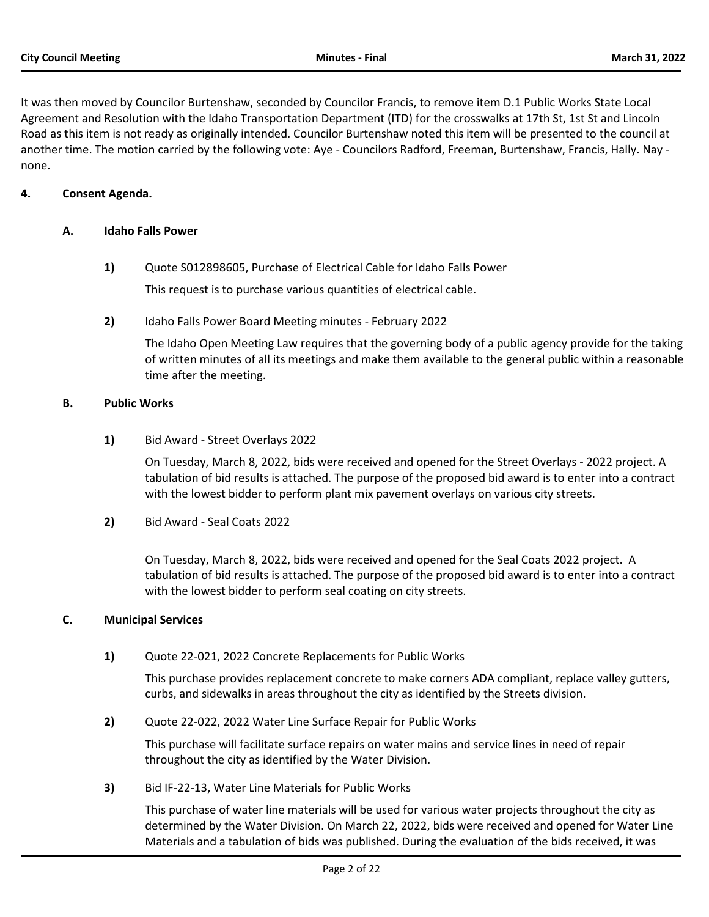It was then moved by Councilor Burtenshaw, seconded by Councilor Francis, to remove item D.1 Public Works State Local Agreement and Resolution with the Idaho Transportation Department (ITD) for the crosswalks at 17th St, 1st St and Lincoln Road as this item is not ready as originally intended. Councilor Burtenshaw noted this item will be presented to the council at another time. The motion carried by the following vote: Aye - Councilors Radford, Freeman, Burtenshaw, Francis, Hally. Nay - none.

## 4. Consent Agenda.

### A. Idaho Falls Power

**1)** Quote S012898605, Purchase of Electrical Cable for Idaho Falls Power

This request is to purchase various quantities of electrical cable.

**2)** Idaho Falls Power Board Meeting minutes - February 2022

The Idaho Open Meeting Law requires that the governing body of a public agency provide for the taking of written minutes of all its meetings and make them available to the general public within a reasonable time after the meeting.

### B. Public Works

**1)** Bid Award - Street Overlays 2022

On Tuesday, March 8, 2022, bids were received and opened for the Street Overlays - 2022 project. A tabulation of bid results is attached. The purpose of the proposed bid award is to enter into a contract with the lowest bidder to perform plant mix pavement overlays on various city streets.

**2)** Bid Award - Seal Coats 2022

On Tuesday, March 8, 2022, bids were received and opened for the Seal Coats 2022 project. A tabulation of bid results is attached. The purpose of the proposed bid award is to enter into a contract with the lowest bidder to perform seal coating on city streets.

### C. Municipal Services

**1)** Quote 22-021, 2022 Concrete Replacements for Public Works

This purchase provides replacement concrete to make corners ADA compliant, replace valley gutters, curbs, and sidewalks in areas throughout the city as identified by the Streets division.

**2)** Quote 22-022, 2022 Water Line Surface Repair for Public Works

This purchase will facilitate surface repairs on water mains and service lines in need of repair throughout the city as identified by the Water Division.

**3)** Bid IF-22-13, Water Line Materials for Public Works

This purchase of water line materials will be used for various water projects throughout the city as determined by the Water Division. On March 22, 2022, bids were received and opened for Water Line Materials and a tabulation of bids was published. During the evaluation of the bids received, it was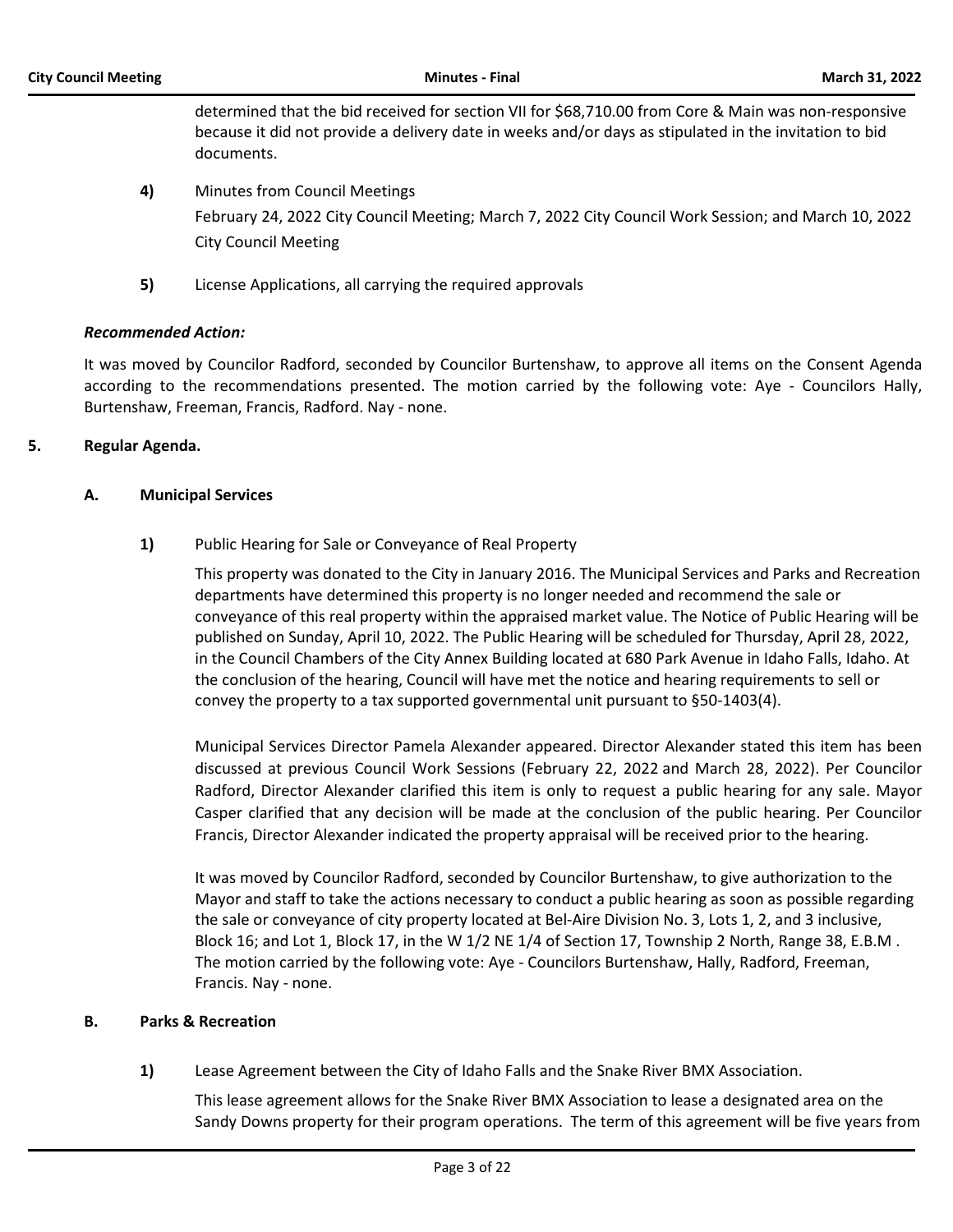determined that the bid received for section VII for $68,710.00 from Core & Main was non-responsive because it did not provide a delivery date in weeks and/or days as stipulated in the invitation to bid documents.

**4)** Minutes from Council Meetings

February 24, 2022 City Council Meeting; March 7, 2022 City Council Work Session; and March 10, 2022 City Council Meeting

**5)** License Applications, all carrying the required approvals

***Recommended Action:***

It was moved by Councilor Radford, seconded by Councilor Burtenshaw, to approve all items on the Consent Agenda according to the recommendations presented. The motion carried by the following vote: Aye - Councilors Hally, Burtenshaw, Freeman, Francis, Radford. Nay - none.

## 5. Regular Agenda.

### A. Municipal Services

**1)** Public Hearing for Sale or Conveyance of Real Property

This property was donated to the City in January 2016. The Municipal Services and Parks and Recreation departments have determined this property is no longer needed and recommend the sale or conveyance of this real property within the appraised market value. The Notice of Public Hearing will be published on Sunday, April 10, 2022. The Public Hearing will be scheduled for Thursday, April 28, 2022, in the Council Chambers of the City Annex Building located at 680 Park Avenue in Idaho Falls, Idaho. At the conclusion of the hearing, Council will have met the notice and hearing requirements to sell or convey the property to a tax supported governmental unit pursuant to §50-1403(4).

Municipal Services Director Pamela Alexander appeared. Director Alexander stated this item has been discussed at previous Council Work Sessions (February 22, 2022 and March 28, 2022). Per Councilor Radford, Director Alexander clarified this item is only to request a public hearing for any sale. Mayor Casper clarified that any decision will be made at the conclusion of the public hearing. Per Councilor Francis, Director Alexander indicated the property appraisal will be received prior to the hearing.

It was moved by Councilor Radford, seconded by Councilor Burtenshaw, to give authorization to the Mayor and staff to take the actions necessary to conduct a public hearing as soon as possible regarding the sale or conveyance of city property located at Bel-Aire Division No. 3, Lots 1, 2, and 3 inclusive, Block 16; and Lot 1, Block 17, in the W 1/2 NE 1/4 of Section 17, Township 2 North, Range 38, E.B.M . The motion carried by the following vote: Aye - Councilors Burtenshaw, Hally, Radford, Freeman, Francis. Nay - none.

### B. Parks & Recreation

**1)** Lease Agreement between the City of Idaho Falls and the Snake River BMX Association.

This lease agreement allows for the Snake River BMX Association to lease a designated area on the Sandy Downs property for their program operations. The term of this agreement will be five years from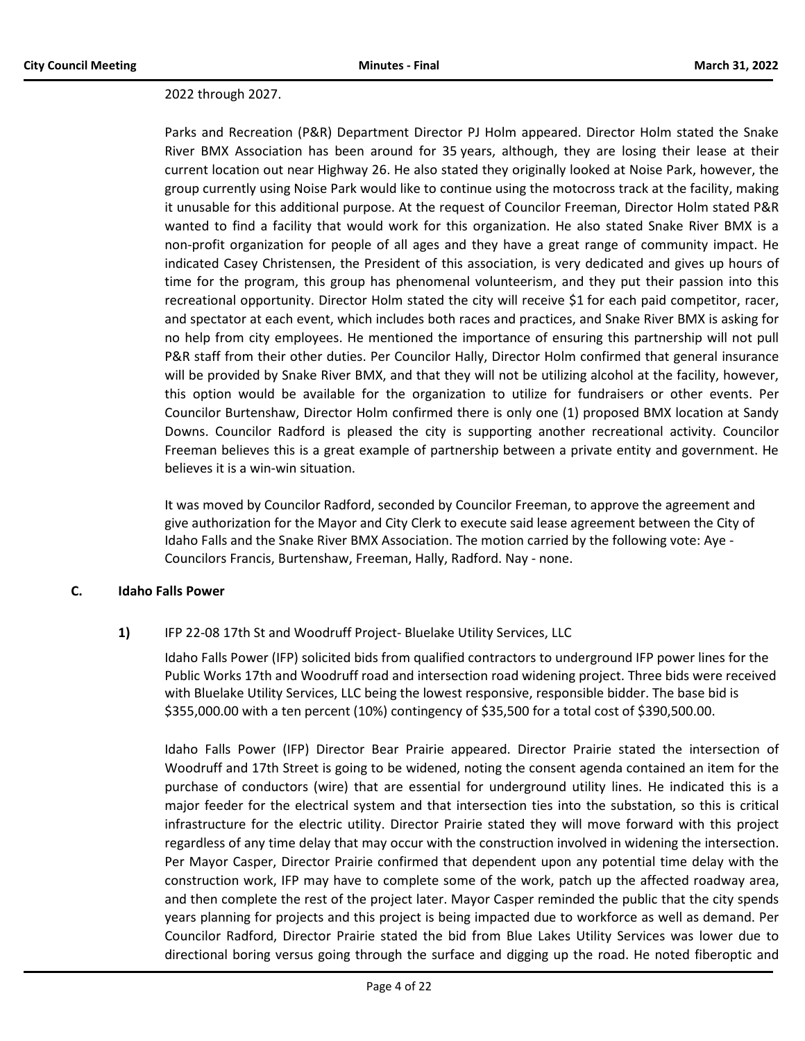2022 through 2027.

Parks and Recreation (P&R) Department Director PJ Holm appeared. Director Holm stated the Snake River BMX Association has been around for 35 years, although, they are losing their lease at their current location out near Highway 26. He also stated they originally looked at Noise Park, however, the group currently using Noise Park would like to continue using the motocross track at the facility, making it unusable for this additional purpose. At the request of Councilor Freeman, Director Holm stated P&R wanted to find a facility that would work for this organization. He also stated Snake River BMX is a non-profit organization for people of all ages and they have a great range of community impact. He indicated Casey Christensen, the President of this association, is very dedicated and gives up hours of time for the program, this group has phenomenal volunteerism, and they put their passion into this recreational opportunity. Director Holm stated the city will receive $1 for each paid competitor, racer, and spectator at each event, which includes both races and practices, and Snake River BMX is asking for no help from city employees. He mentioned the importance of ensuring this partnership will not pull P&R staff from their other duties. Per Councilor Hally, Director Holm confirmed that general insurance will be provided by Snake River BMX, and that they will not be utilizing alcohol at the facility, however, this option would be available for the organization to utilize for fundraisers or other events. Per Councilor Burtenshaw, Director Holm confirmed there is only one (1) proposed BMX location at Sandy Downs. Councilor Radford is pleased the city is supporting another recreational activity. Councilor Freeman believes this is a great example of partnership between a private entity and government. He believes it is a win-win situation.

It was moved by Councilor Radford, seconded by Councilor Freeman, to approve the agreement and give authorization for the Mayor and City Clerk to execute said lease agreement between the City of Idaho Falls and the Snake River BMX Association. The motion carried by the following vote: Aye - Councilors Francis, Burtenshaw, Freeman, Hally, Radford. Nay - none.

## C. Idaho Falls Power

**1)** IFP 22-08 17th St and Woodruff Project- Bluelake Utility Services, LLC

Idaho Falls Power (IFP) solicited bids from qualified contractors to underground IFP power lines for the Public Works 17th and Woodruff road and intersection road widening project. Three bids were received with Bluelake Utility Services, LLC being the lowest responsive, responsible bidder. The base bid is $355,000.00 with a ten percent (10%) contingency of $35,500 for a total cost of $390,500.00.

Idaho Falls Power (IFP) Director Bear Prairie appeared. Director Prairie stated the intersection of Woodruff and 17th Street is going to be widened, noting the consent agenda contained an item for the purchase of conductors (wire) that are essential for underground utility lines. He indicated this is a major feeder for the electrical system and that intersection ties into the substation, so this is critical infrastructure for the electric utility. Director Prairie stated they will move forward with this project regardless of any time delay that may occur with the construction involved in widening the intersection. Per Mayor Casper, Director Prairie confirmed that dependent upon any potential time delay with the construction work, IFP may have to complete some of the work, patch up the affected roadway area, and then complete the rest of the project later. Mayor Casper reminded the public that the city spends years planning for projects and this project is being impacted due to workforce as well as demand. Per Councilor Radford, Director Prairie stated the bid from Blue Lakes Utility Services was lower due to directional boring versus going through the surface and digging up the road. He noted fiberoptic and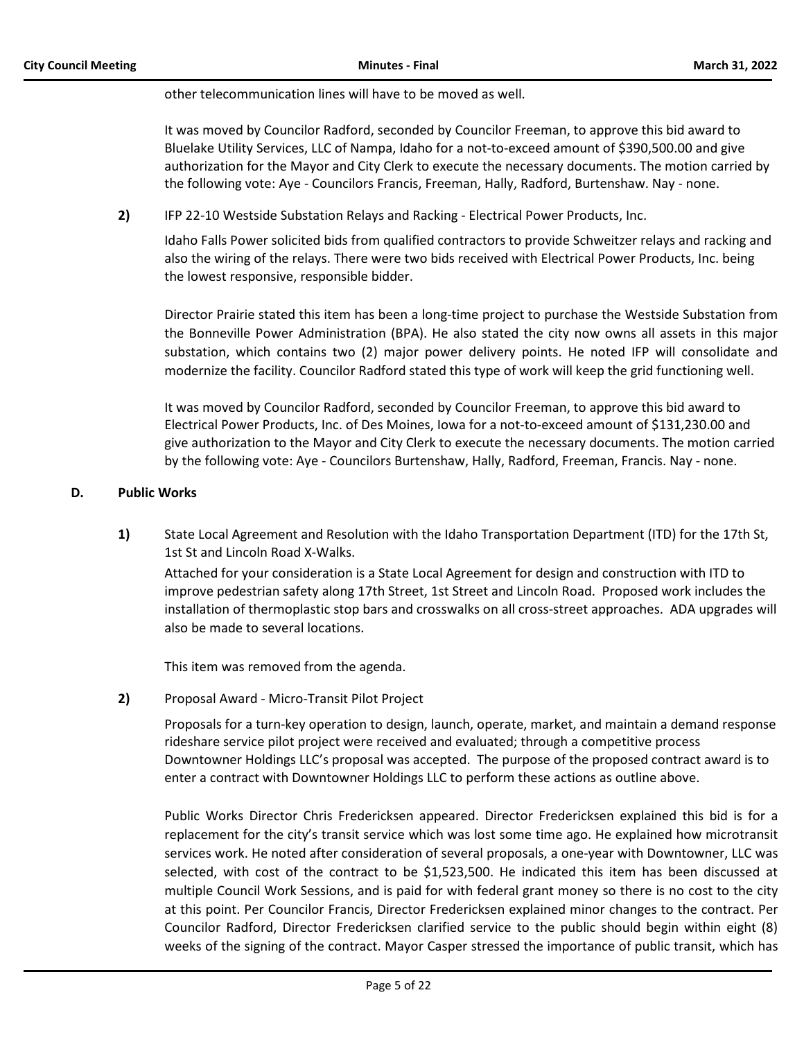other telecommunication lines will have to be moved as well.

It was moved by Councilor Radford, seconded by Councilor Freeman, to approve this bid award to Bluelake Utility Services, LLC of Nampa, Idaho for a not-to-exceed amount of $390,500.00 and give authorization for the Mayor and City Clerk to execute the necessary documents. The motion carried by the following vote: Aye - Councilors Francis, Freeman, Hally, Radford, Burtenshaw. Nay - none.

**2)** IFP 22-10 Westside Substation Relays and Racking - Electrical Power Products, Inc.

Idaho Falls Power solicited bids from qualified contractors to provide Schweitzer relays and racking and also the wiring of the relays. There were two bids received with Electrical Power Products, Inc. being the lowest responsive, responsible bidder.

Director Prairie stated this item has been a long-time project to purchase the Westside Substation from the Bonneville Power Administration (BPA). He also stated the city now owns all assets in this major substation, which contains two (2) major power delivery points. He noted IFP will consolidate and modernize the facility. Councilor Radford stated this type of work will keep the grid functioning well.

It was moved by Councilor Radford, seconded by Councilor Freeman, to approve this bid award to Electrical Power Products, Inc. of Des Moines, Iowa for a not-to-exceed amount of $131,230.00 and give authorization to the Mayor and City Clerk to execute the necessary documents. The motion carried by the following vote: Aye - Councilors Burtenshaw, Hally, Radford, Freeman, Francis. Nay - none.

## D. Public Works

**1)** State Local Agreement and Resolution with the Idaho Transportation Department (ITD) for the 17th St, 1st St and Lincoln Road X-Walks.

Attached for your consideration is a State Local Agreement for design and construction with ITD to improve pedestrian safety along 17th Street, 1st Street and Lincoln Road. Proposed work includes the installation of thermoplastic stop bars and crosswalks on all cross-street approaches. ADA upgrades will also be made to several locations.

This item was removed from the agenda.

**2)** Proposal Award - Micro-Transit Pilot Project

Proposals for a turn-key operation to design, launch, operate, market, and maintain a demand response rideshare service pilot project were received and evaluated; through a competitive process Downtowner Holdings LLC's proposal was accepted. The purpose of the proposed contract award is to enter a contract with Downtowner Holdings LLC to perform these actions as outline above.

Public Works Director Chris Fredericksen appeared. Director Fredericksen explained this bid is for a replacement for the city's transit service which was lost some time ago. He explained how microtransit services work. He noted after consideration of several proposals, a one-year with Downtowner, LLC was selected, with cost of the contract to be $1,523,500. He indicated this item has been discussed at multiple Council Work Sessions, and is paid for with federal grant money so there is no cost to the city at this point. Per Councilor Francis, Director Fredericksen explained minor changes to the contract. Per Councilor Radford, Director Fredericksen clarified service to the public should begin within eight (8) weeks of the signing of the contract. Mayor Casper stressed the importance of public transit, which has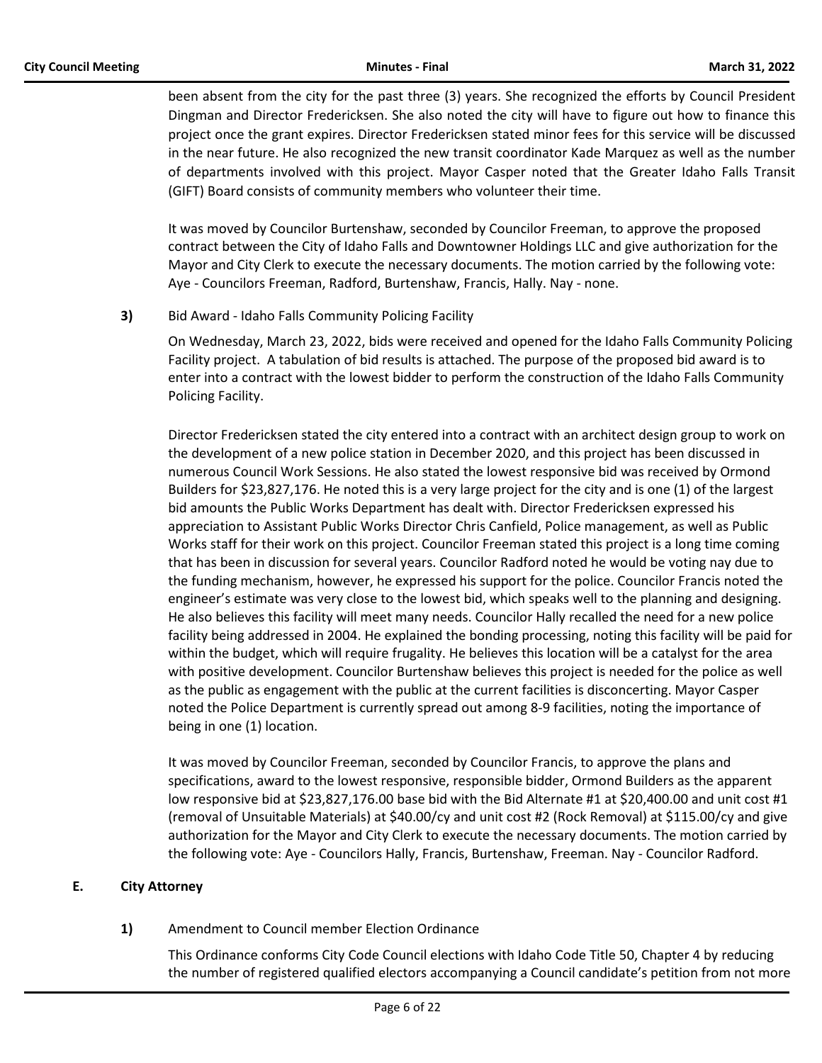been absent from the city for the past three (3) years. She recognized the efforts by Council President Dingman and Director Fredericksen. She also noted the city will have to figure out how to finance this project once the grant expires. Director Fredericksen stated minor fees for this service will be discussed in the near future. He also recognized the new transit coordinator Kade Marquez as well as the number of departments involved with this project. Mayor Casper noted that the Greater Idaho Falls Transit (GIFT) Board consists of community members who volunteer their time.

It was moved by Councilor Burtenshaw, seconded by Councilor Freeman, to approve the proposed contract between the City of Idaho Falls and Downtowner Holdings LLC and give authorization for the Mayor and City Clerk to execute the necessary documents. The motion carried by the following vote: Aye - Councilors Freeman, Radford, Burtenshaw, Francis, Hally. Nay - none.

**3)** Bid Award - Idaho Falls Community Policing Facility

On Wednesday, March 23, 2022, bids were received and opened for the Idaho Falls Community Policing Facility project. A tabulation of bid results is attached. The purpose of the proposed bid award is to enter into a contract with the lowest bidder to perform the construction of the Idaho Falls Community Policing Facility.

Director Fredericksen stated the city entered into a contract with an architect design group to work on the development of a new police station in December 2020, and this project has been discussed in numerous Council Work Sessions. He also stated the lowest responsive bid was received by Ormond Builders for $23,827,176. He noted this is a very large project for the city and is one (1) of the largest bid amounts the Public Works Department has dealt with. Director Fredericksen expressed his appreciation to Assistant Public Works Director Chris Canfield, Police management, as well as Public Works staff for their work on this project. Councilor Freeman stated this project is a long time coming that has been in discussion for several years. Councilor Radford noted he would be voting nay due to the funding mechanism, however, he expressed his support for the police. Councilor Francis noted the engineer's estimate was very close to the lowest bid, which speaks well to the planning and designing. He also believes this facility will meet many needs. Councilor Hally recalled the need for a new police facility being addressed in 2004. He explained the bonding processing, noting this facility will be paid for within the budget, which will require frugality. He believes this location will be a catalyst for the area with positive development. Councilor Burtenshaw believes this project is needed for the police as well as the public as engagement with the public at the current facilities is disconcerting. Mayor Casper noted the Police Department is currently spread out among 8-9 facilities, noting the importance of being in one (1) location.

It was moved by Councilor Freeman, seconded by Councilor Francis, to approve the plans and specifications, award to the lowest responsive, responsible bidder, Ormond Builders as the apparent low responsive bid at $23,827,176.00 base bid with the Bid Alternate #1 at $20,400.00 and unit cost #1 (removal of Unsuitable Materials) at $40.00/cy and unit cost #2 (Rock Removal) at $115.00/cy and give authorization for the Mayor and City Clerk to execute the necessary documents. The motion carried by the following vote: Aye - Councilors Hally, Francis, Burtenshaw, Freeman. Nay - Councilor Radford.

## E. City Attorney

**1)** Amendment to Council member Election Ordinance

This Ordinance conforms City Code Council elections with Idaho Code Title 50, Chapter 4 by reducing the number of registered qualified electors accompanying a Council candidate's petition from not more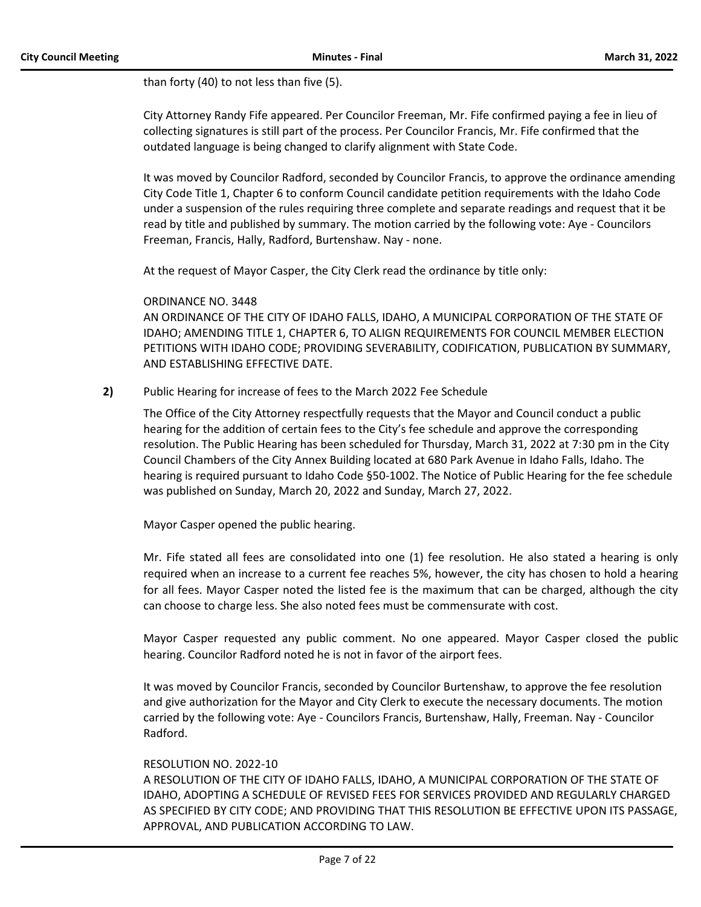than forty (40) to not less than five (5).

City Attorney Randy Fife appeared. Per Councilor Freeman, Mr. Fife confirmed paying a fee in lieu of collecting signatures is still part of the process. Per Councilor Francis, Mr. Fife confirmed that the outdated language is being changed to clarify alignment with State Code.

It was moved by Councilor Radford, seconded by Councilor Francis, to approve the ordinance amending City Code Title 1, Chapter 6 to conform Council candidate petition requirements with the Idaho Code under a suspension of the rules requiring three complete and separate readings and request that it be read by title and published by summary. The motion carried by the following vote: Aye - Councilors Freeman, Francis, Hally, Radford, Burtenshaw. Nay - none.

At the request of Mayor Casper, the City Clerk read the ordinance by title only:

ORDINANCE NO. 3448
AN ORDINANCE OF THE CITY OF IDAHO FALLS, IDAHO, A MUNICIPAL CORPORATION OF THE STATE OF IDAHO; AMENDING TITLE 1, CHAPTER 6, TO ALIGN REQUIREMENTS FOR COUNCIL MEMBER ELECTION PETITIONS WITH IDAHO CODE; PROVIDING SEVERABILITY, CODIFICATION, PUBLICATION BY SUMMARY, AND ESTABLISHING EFFECTIVE DATE.

**2)** Public Hearing for increase of fees to the March 2022 Fee Schedule

The Office of the City Attorney respectfully requests that the Mayor and Council conduct a public hearing for the addition of certain fees to the City's fee schedule and approve the corresponding resolution. The Public Hearing has been scheduled for Thursday, March 31, 2022 at 7:30 pm in the City Council Chambers of the City Annex Building located at 680 Park Avenue in Idaho Falls, Idaho. The hearing is required pursuant to Idaho Code §50-1002. The Notice of Public Hearing for the fee schedule was published on Sunday, March 20, 2022 and Sunday, March 27, 2022.

Mayor Casper opened the public hearing.

Mr. Fife stated all fees are consolidated into one (1) fee resolution. He also stated a hearing is only required when an increase to a current fee reaches 5%, however, the city has chosen to hold a hearing for all fees. Mayor Casper noted the listed fee is the maximum that can be charged, although the city can choose to charge less. She also noted fees must be commensurate with cost.

Mayor Casper requested any public comment. No one appeared. Mayor Casper closed the public hearing. Councilor Radford noted he is not in favor of the airport fees.

It was moved by Councilor Francis, seconded by Councilor Burtenshaw, to approve the fee resolution and give authorization for the Mayor and City Clerk to execute the necessary documents. The motion carried by the following vote: Aye - Councilors Francis, Burtenshaw, Hally, Freeman. Nay - Councilor Radford.

RESOLUTION NO. 2022-10
A RESOLUTION OF THE CITY OF IDAHO FALLS, IDAHO, A MUNICIPAL CORPORATION OF THE STATE OF IDAHO, ADOPTING A SCHEDULE OF REVISED FEES FOR SERVICES PROVIDED AND REGULARLY CHARGED AS SPECIFIED BY CITY CODE; AND PROVIDING THAT THIS RESOLUTION BE EFFECTIVE UPON ITS PASSAGE, APPROVAL, AND PUBLICATION ACCORDING TO LAW.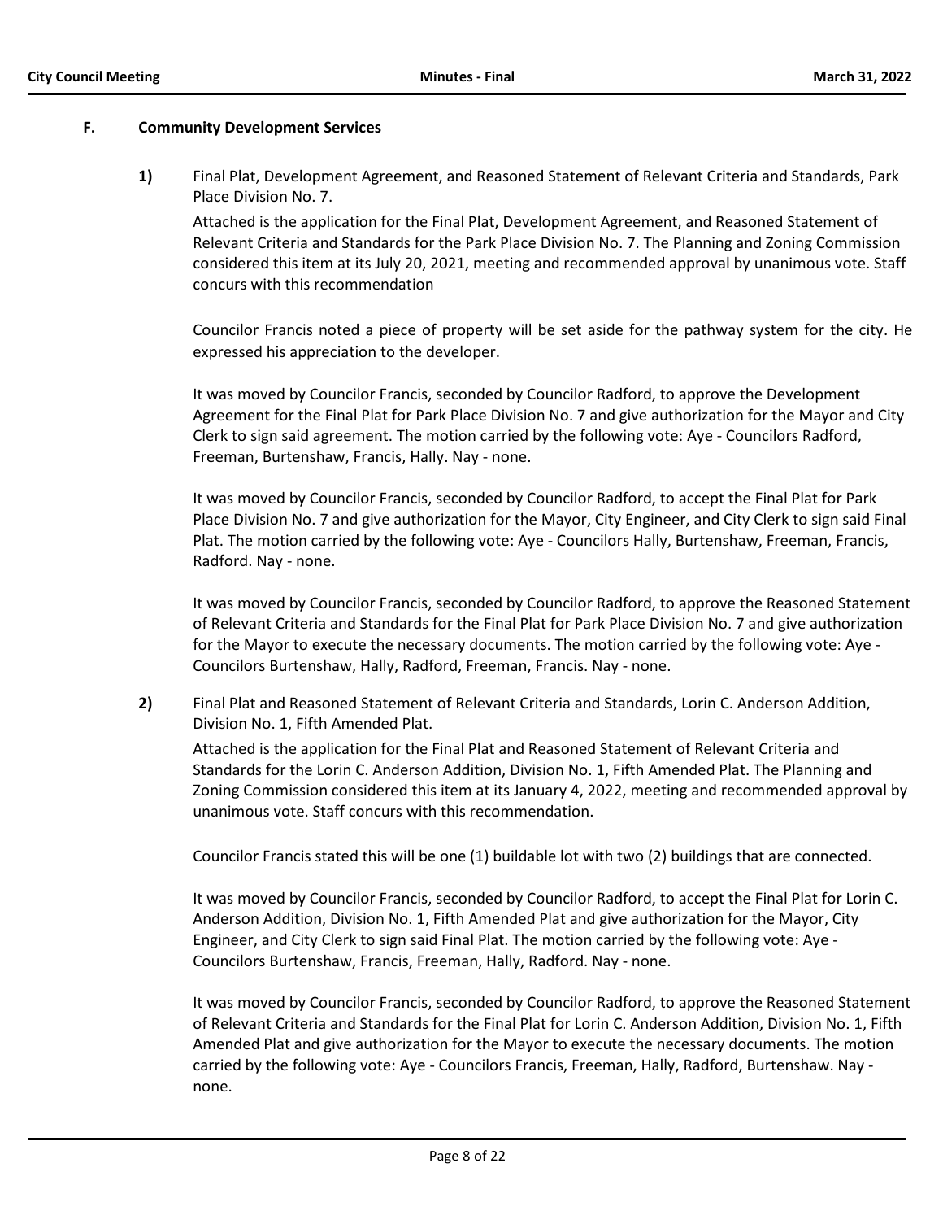## F. Community Development Services

**1)** Final Plat, Development Agreement, and Reasoned Statement of Relevant Criteria and Standards, Park Place Division No. 7.

Attached is the application for the Final Plat, Development Agreement, and Reasoned Statement of Relevant Criteria and Standards for the Park Place Division No. 7. The Planning and Zoning Commission considered this item at its July 20, 2021, meeting and recommended approval by unanimous vote. Staff concurs with this recommendation

Councilor Francis noted a piece of property will be set aside for the pathway system for the city. He expressed his appreciation to the developer.

It was moved by Councilor Francis, seconded by Councilor Radford, to approve the Development Agreement for the Final Plat for Park Place Division No. 7 and give authorization for the Mayor and City Clerk to sign said agreement. The motion carried by the following vote: Aye - Councilors Radford, Freeman, Burtenshaw, Francis, Hally. Nay - none.

It was moved by Councilor Francis, seconded by Councilor Radford, to accept the Final Plat for Park Place Division No. 7 and give authorization for the Mayor, City Engineer, and City Clerk to sign said Final Plat. The motion carried by the following vote: Aye - Councilors Hally, Burtenshaw, Freeman, Francis, Radford. Nay - none.

It was moved by Councilor Francis, seconded by Councilor Radford, to approve the Reasoned Statement of Relevant Criteria and Standards for the Final Plat for Park Place Division No. 7 and give authorization for the Mayor to execute the necessary documents. The motion carried by the following vote: Aye - Councilors Burtenshaw, Hally, Radford, Freeman, Francis. Nay - none.

**2)** Final Plat and Reasoned Statement of Relevant Criteria and Standards, Lorin C. Anderson Addition, Division No. 1, Fifth Amended Plat.

Attached is the application for the Final Plat and Reasoned Statement of Relevant Criteria and Standards for the Lorin C. Anderson Addition, Division No. 1, Fifth Amended Plat. The Planning and Zoning Commission considered this item at its January 4, 2022, meeting and recommended approval by unanimous vote. Staff concurs with this recommendation.

Councilor Francis stated this will be one (1) buildable lot with two (2) buildings that are connected.

It was moved by Councilor Francis, seconded by Councilor Radford, to accept the Final Plat for Lorin C. Anderson Addition, Division No. 1, Fifth Amended Plat and give authorization for the Mayor, City Engineer, and City Clerk to sign said Final Plat. The motion carried by the following vote: Aye - Councilors Burtenshaw, Francis, Freeman, Hally, Radford. Nay - none.

It was moved by Councilor Francis, seconded by Councilor Radford, to approve the Reasoned Statement of Relevant Criteria and Standards for the Final Plat for Lorin C. Anderson Addition, Division No. 1, Fifth Amended Plat and give authorization for the Mayor to execute the necessary documents. The motion carried by the following vote: Aye - Councilors Francis, Freeman, Hally, Radford, Burtenshaw. Nay - none.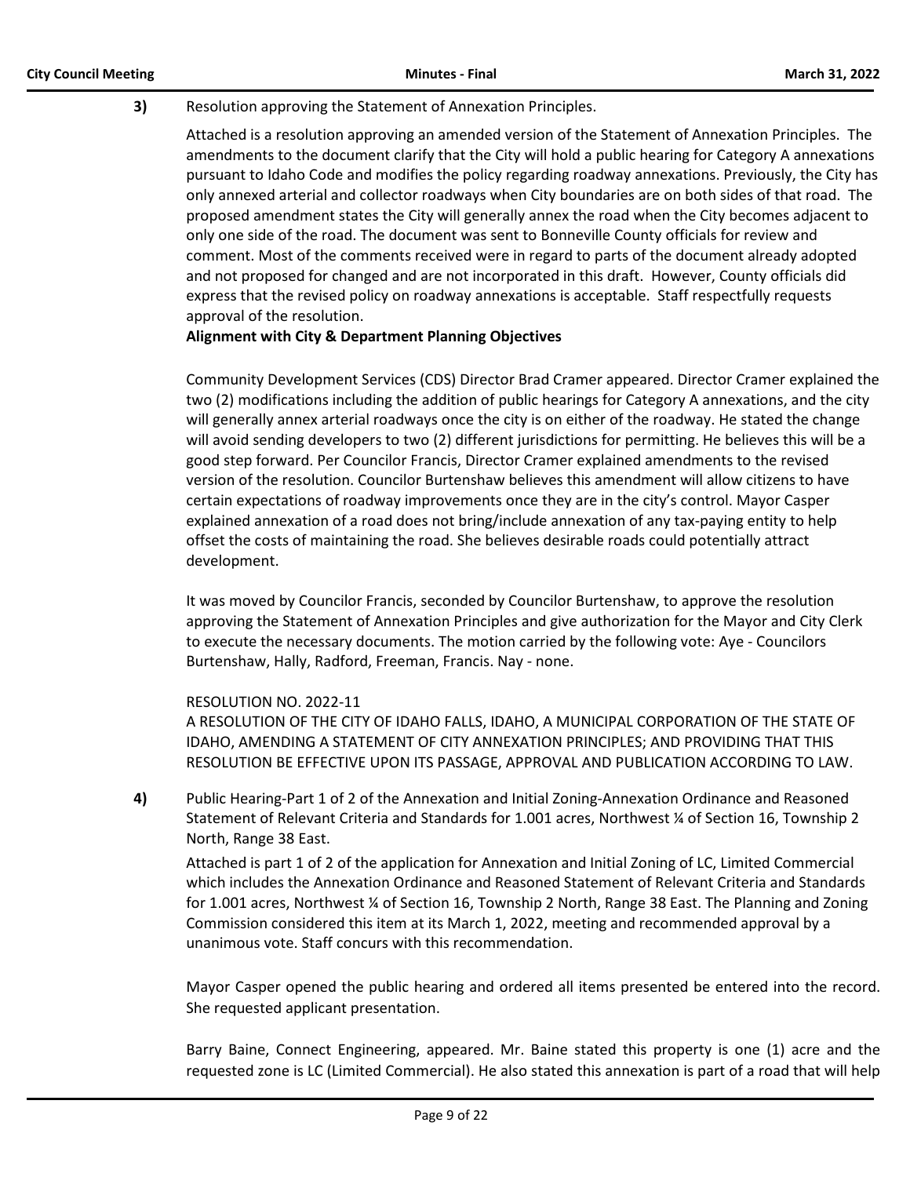**3)** Resolution approving the Statement of Annexation Principles.

Attached is a resolution approving an amended version of the Statement of Annexation Principles. The amendments to the document clarify that the City will hold a public hearing for Category A annexations pursuant to Idaho Code and modifies the policy regarding roadway annexations. Previously, the City has only annexed arterial and collector roadways when City boundaries are on both sides of that road. The proposed amendment states the City will generally annex the road when the City becomes adjacent to only one side of the road. The document was sent to Bonneville County officials for review and comment. Most of the comments received were in regard to parts of the document already adopted and not proposed for changed and are not incorporated in this draft. However, County officials did express that the revised policy on roadway annexations is acceptable. Staff respectfully requests approval of the resolution.

**Alignment with City & Department Planning Objectives**

Community Development Services (CDS) Director Brad Cramer appeared. Director Cramer explained the two (2) modifications including the addition of public hearings for Category A annexations, and the city will generally annex arterial roadways once the city is on either of the roadway. He stated the change will avoid sending developers to two (2) different jurisdictions for permitting. He believes this will be a good step forward. Per Councilor Francis, Director Cramer explained amendments to the revised version of the resolution. Councilor Burtenshaw believes this amendment will allow citizens to have certain expectations of roadway improvements once they are in the city's control. Mayor Casper explained annexation of a road does not bring/include annexation of any tax-paying entity to help offset the costs of maintaining the road. She believes desirable roads could potentially attract development.

It was moved by Councilor Francis, seconded by Councilor Burtenshaw, to approve the resolution approving the Statement of Annexation Principles and give authorization for the Mayor and City Clerk to execute the necessary documents. The motion carried by the following vote: Aye - Councilors Burtenshaw, Hally, Radford, Freeman, Francis. Nay - none.

RESOLUTION NO. 2022-11
A RESOLUTION OF THE CITY OF IDAHO FALLS, IDAHO, A MUNICIPAL CORPORATION OF THE STATE OF IDAHO, AMENDING A STATEMENT OF CITY ANNEXATION PRINCIPLES; AND PROVIDING THAT THIS RESOLUTION BE EFFECTIVE UPON ITS PASSAGE, APPROVAL AND PUBLICATION ACCORDING TO LAW.

**4)** Public Hearing-Part 1 of 2 of the Annexation and Initial Zoning-Annexation Ordinance and Reasoned Statement of Relevant Criteria and Standards for 1.001 acres, Northwest ¼ of Section 16, Township 2 North, Range 38 East.

Attached is part 1 of 2 of the application for Annexation and Initial Zoning of LC, Limited Commercial which includes the Annexation Ordinance and Reasoned Statement of Relevant Criteria and Standards for 1.001 acres, Northwest ¼ of Section 16, Township 2 North, Range 38 East. The Planning and Zoning Commission considered this item at its March 1, 2022, meeting and recommended approval by a unanimous vote. Staff concurs with this recommendation.

Mayor Casper opened the public hearing and ordered all items presented be entered into the record. She requested applicant presentation.

Barry Baine, Connect Engineering, appeared. Mr. Baine stated this property is one (1) acre and the requested zone is LC (Limited Commercial). He also stated this annexation is part of a road that will help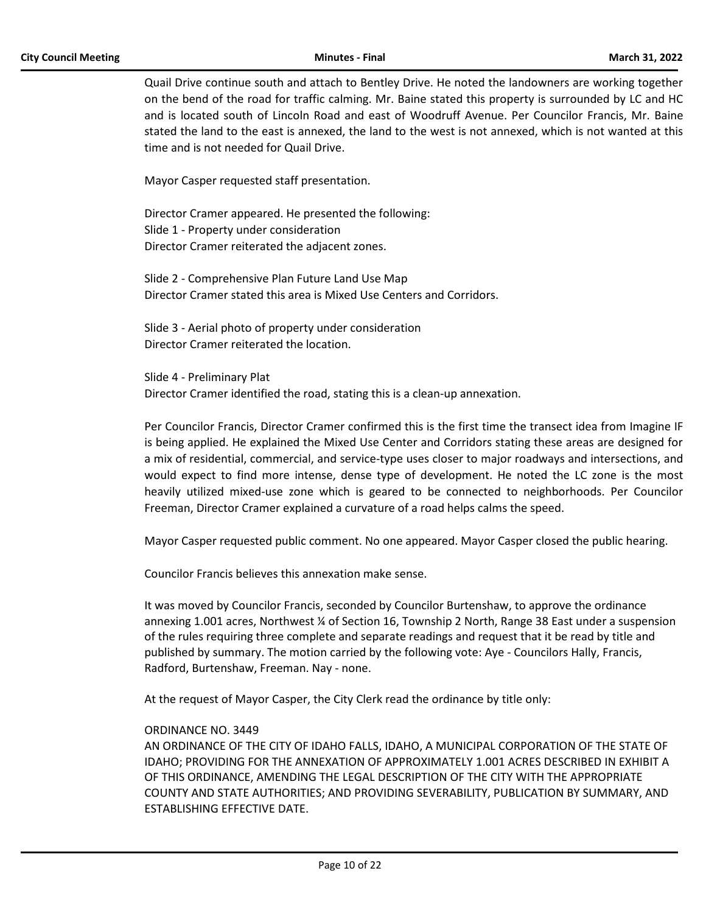Quail Drive continue south and attach to Bentley Drive. He noted the landowners are working together on the bend of the road for traffic calming. Mr. Baine stated this property is surrounded by LC and HC and is located south of Lincoln Road and east of Woodruff Avenue. Per Councilor Francis, Mr. Baine stated the land to the east is annexed, the land to the west is not annexed, which is not wanted at this time and is not needed for Quail Drive.

Mayor Casper requested staff presentation.

Director Cramer appeared. He presented the following:
Slide 1 - Property under consideration
Director Cramer reiterated the adjacent zones.

Slide 2 - Comprehensive Plan Future Land Use Map
Director Cramer stated this area is Mixed Use Centers and Corridors.

Slide 3 - Aerial photo of property under consideration
Director Cramer reiterated the location.

Slide 4 - Preliminary Plat
Director Cramer identified the road, stating this is a clean-up annexation.

Per Councilor Francis, Director Cramer confirmed this is the first time the transect idea from Imagine IF is being applied. He explained the Mixed Use Center and Corridors stating these areas are designed for a mix of residential, commercial, and service-type uses closer to major roadways and intersections, and would expect to find more intense, dense type of development. He noted the LC zone is the most heavily utilized mixed-use zone which is geared to be connected to neighborhoods. Per Councilor Freeman, Director Cramer explained a curvature of a road helps calms the speed.

Mayor Casper requested public comment. No one appeared. Mayor Casper closed the public hearing.

Councilor Francis believes this annexation make sense.

It was moved by Councilor Francis, seconded by Councilor Burtenshaw, to approve the ordinance annexing 1.001 acres, Northwest ¼ of Section 16, Township 2 North, Range 38 East under a suspension of the rules requiring three complete and separate readings and request that it be read by title and published by summary. The motion carried by the following vote: Aye - Councilors Hally, Francis, Radford, Burtenshaw, Freeman. Nay - none.

At the request of Mayor Casper, the City Clerk read the ordinance by title only:

ORDINANCE NO. 3449
AN ORDINANCE OF THE CITY OF IDAHO FALLS, IDAHO, A MUNICIPAL CORPORATION OF THE STATE OF IDAHO; PROVIDING FOR THE ANNEXATION OF APPROXIMATELY 1.001 ACRES DESCRIBED IN EXHIBIT A OF THIS ORDINANCE, AMENDING THE LEGAL DESCRIPTION OF THE CITY WITH THE APPROPRIATE COUNTY AND STATE AUTHORITIES; AND PROVIDING SEVERABILITY, PUBLICATION BY SUMMARY, AND ESTABLISHING EFFECTIVE DATE.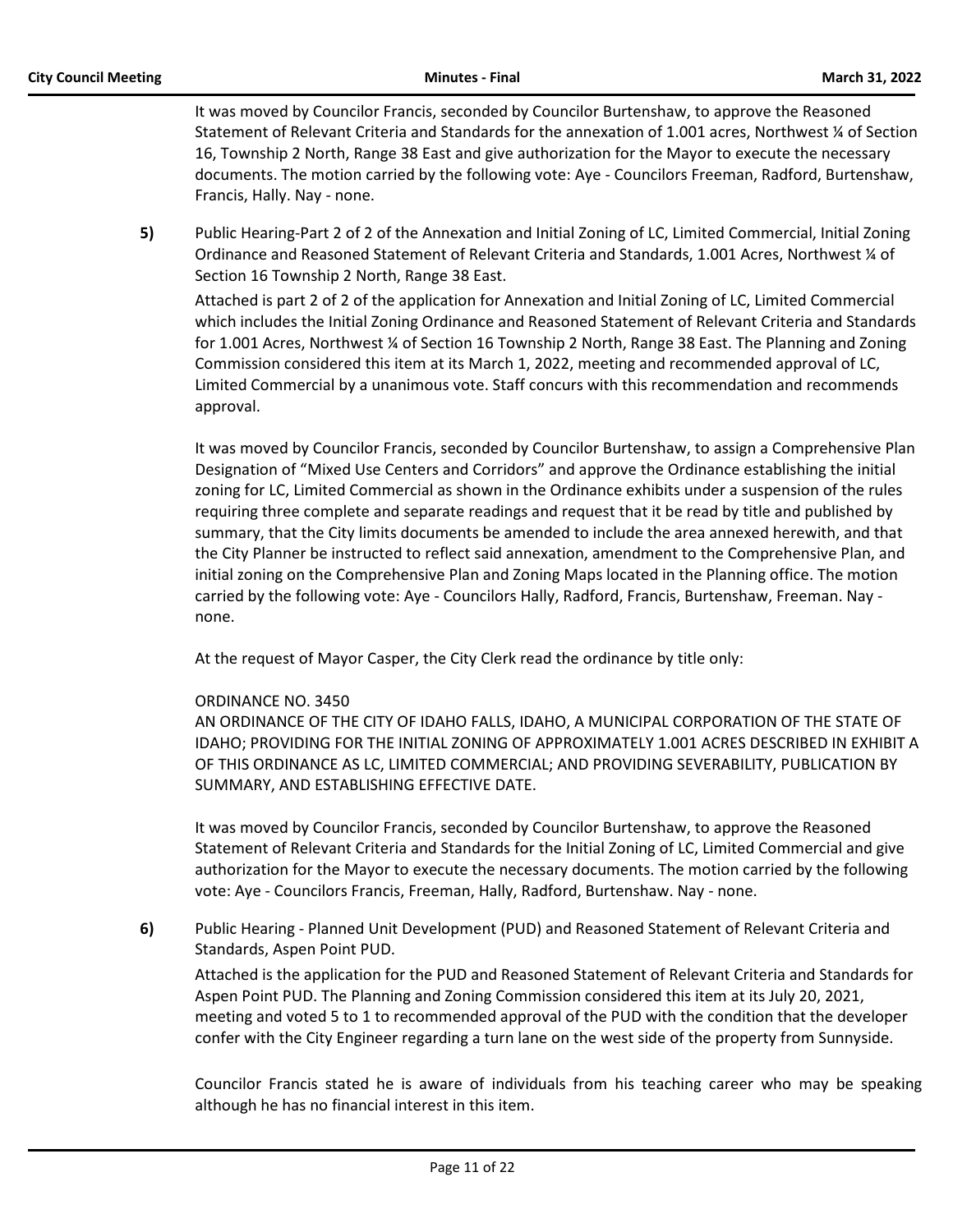It was moved by Councilor Francis, seconded by Councilor Burtenshaw, to approve the Reasoned Statement of Relevant Criteria and Standards for the annexation of 1.001 acres, Northwest ¼ of Section 16, Township 2 North, Range 38 East and give authorization for the Mayor to execute the necessary documents. The motion carried by the following vote: Aye - Councilors Freeman, Radford, Burtenshaw, Francis, Hally. Nay - none.

**5)** Public Hearing-Part 2 of 2 of the Annexation and Initial Zoning of LC, Limited Commercial, Initial Zoning Ordinance and Reasoned Statement of Relevant Criteria and Standards, 1.001 Acres, Northwest ¼ of Section 16 Township 2 North, Range 38 East.

Attached is part 2 of 2 of the application for Annexation and Initial Zoning of LC, Limited Commercial which includes the Initial Zoning Ordinance and Reasoned Statement of Relevant Criteria and Standards for 1.001 Acres, Northwest ¼ of Section 16 Township 2 North, Range 38 East. The Planning and Zoning Commission considered this item at its March 1, 2022, meeting and recommended approval of LC, Limited Commercial by a unanimous vote. Staff concurs with this recommendation and recommends approval.

It was moved by Councilor Francis, seconded by Councilor Burtenshaw, to assign a Comprehensive Plan Designation of "Mixed Use Centers and Corridors" and approve the Ordinance establishing the initial zoning for LC, Limited Commercial as shown in the Ordinance exhibits under a suspension of the rules requiring three complete and separate readings and request that it be read by title and published by summary, that the City limits documents be amended to include the area annexed herewith, and that the City Planner be instructed to reflect said annexation, amendment to the Comprehensive Plan, and initial zoning on the Comprehensive Plan and Zoning Maps located in the Planning office. The motion carried by the following vote: Aye - Councilors Hally, Radford, Francis, Burtenshaw, Freeman. Nay - none.

At the request of Mayor Casper, the City Clerk read the ordinance by title only:

ORDINANCE NO. 3450
AN ORDINANCE OF THE CITY OF IDAHO FALLS, IDAHO, A MUNICIPAL CORPORATION OF THE STATE OF IDAHO; PROVIDING FOR THE INITIAL ZONING OF APPROXIMATELY 1.001 ACRES DESCRIBED IN EXHIBIT A OF THIS ORDINANCE AS LC, LIMITED COMMERCIAL; AND PROVIDING SEVERABILITY, PUBLICATION BY SUMMARY, AND ESTABLISHING EFFECTIVE DATE.

It was moved by Councilor Francis, seconded by Councilor Burtenshaw, to approve the Reasoned Statement of Relevant Criteria and Standards for the Initial Zoning of LC, Limited Commercial and give authorization for the Mayor to execute the necessary documents. The motion carried by the following vote: Aye - Councilors Francis, Freeman, Hally, Radford, Burtenshaw. Nay - none.

**6)** Public Hearing - Planned Unit Development (PUD) and Reasoned Statement of Relevant Criteria and Standards, Aspen Point PUD.

Attached is the application for the PUD and Reasoned Statement of Relevant Criteria and Standards for Aspen Point PUD. The Planning and Zoning Commission considered this item at its July 20, 2021, meeting and voted 5 to 1 to recommended approval of the PUD with the condition that the developer confer with the City Engineer regarding a turn lane on the west side of the property from Sunnyside.

Councilor Francis stated he is aware of individuals from his teaching career who may be speaking although he has no financial interest in this item.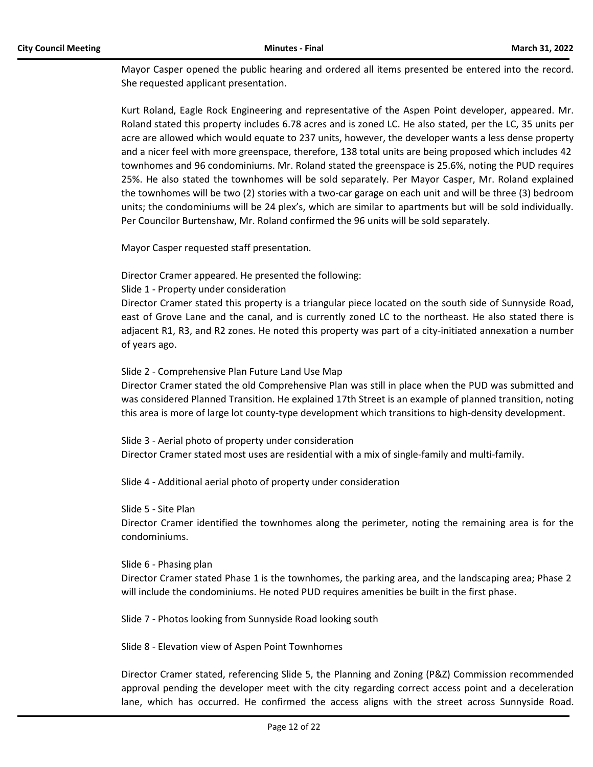Mayor Casper opened the public hearing and ordered all items presented be entered into the record. She requested applicant presentation.

Kurt Roland, Eagle Rock Engineering and representative of the Aspen Point developer, appeared. Mr. Roland stated this property includes 6.78 acres and is zoned LC. He also stated, per the LC, 35 units per acre are allowed which would equate to 237 units, however, the developer wants a less dense property and a nicer feel with more greenspace, therefore, 138 total units are being proposed which includes 42 townhomes and 96 condominiums. Mr. Roland stated the greenspace is 25.6%, noting the PUD requires 25%. He also stated the townhomes will be sold separately. Per Mayor Casper, Mr. Roland explained the townhomes will be two (2) stories with a two-car garage on each unit and will be three (3) bedroom units; the condominiums will be 24 plex's, which are similar to apartments but will be sold individually. Per Councilor Burtenshaw, Mr. Roland confirmed the 96 units will be sold separately.

Mayor Casper requested staff presentation.

Director Cramer appeared. He presented the following:

Slide 1 - Property under consideration

Director Cramer stated this property is a triangular piece located on the south side of Sunnyside Road, east of Grove Lane and the canal, and is currently zoned LC to the northeast. He also stated there is adjacent R1, R3, and R2 zones. He noted this property was part of a city-initiated annexation a number of years ago.

Slide 2 - Comprehensive Plan Future Land Use Map

Director Cramer stated the old Comprehensive Plan was still in place when the PUD was submitted and was considered Planned Transition. He explained 17th Street is an example of planned transition, noting this area is more of large lot county-type development which transitions to high-density development.

Slide 3 - Aerial photo of property under consideration

Director Cramer stated most uses are residential with a mix of single-family and multi-family.

Slide 4 - Additional aerial photo of property under consideration

Slide 5 - Site Plan

Director Cramer identified the townhomes along the perimeter, noting the remaining area is for the condominiums.

Slide 6 - Phasing plan

Director Cramer stated Phase 1 is the townhomes, the parking area, and the landscaping area; Phase 2 will include the condominiums. He noted PUD requires amenities be built in the first phase.

Slide 7 - Photos looking from Sunnyside Road looking south

Slide 8 - Elevation view of Aspen Point Townhomes

Director Cramer stated, referencing Slide 5, the Planning and Zoning (P&Z) Commission recommended approval pending the developer meet with the city regarding correct access point and a deceleration lane, which has occurred. He confirmed the access aligns with the street across Sunnyside Road.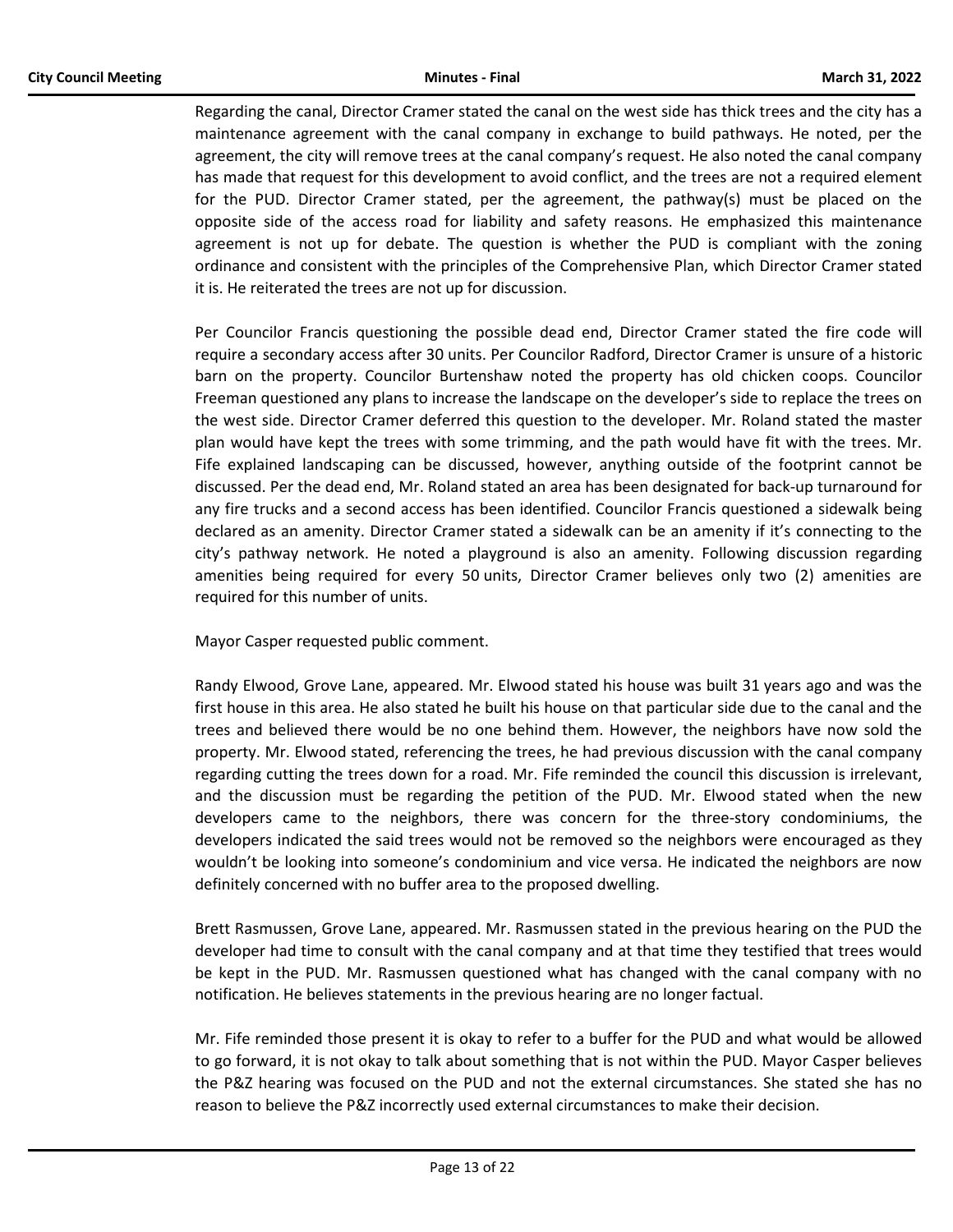Regarding the canal, Director Cramer stated the canal on the west side has thick trees and the city has a maintenance agreement with the canal company in exchange to build pathways. He noted, per the agreement, the city will remove trees at the canal company's request. He also noted the canal company has made that request for this development to avoid conflict, and the trees are not a required element for the PUD. Director Cramer stated, per the agreement, the pathway(s) must be placed on the opposite side of the access road for liability and safety reasons. He emphasized this maintenance agreement is not up for debate. The question is whether the PUD is compliant with the zoning ordinance and consistent with the principles of the Comprehensive Plan, which Director Cramer stated it is. He reiterated the trees are not up for discussion.

Per Councilor Francis questioning the possible dead end, Director Cramer stated the fire code will require a secondary access after 30 units. Per Councilor Radford, Director Cramer is unsure of a historic barn on the property. Councilor Burtenshaw noted the property has old chicken coops. Councilor Freeman questioned any plans to increase the landscape on the developer's side to replace the trees on the west side. Director Cramer deferred this question to the developer. Mr. Roland stated the master plan would have kept the trees with some trimming, and the path would have fit with the trees. Mr. Fife explained landscaping can be discussed, however, anything outside of the footprint cannot be discussed. Per the dead end, Mr. Roland stated an area has been designated for back-up turnaround for any fire trucks and a second access has been identified. Councilor Francis questioned a sidewalk being declared as an amenity. Director Cramer stated a sidewalk can be an amenity if it's connecting to the city's pathway network. He noted a playground is also an amenity. Following discussion regarding amenities being required for every 50 units, Director Cramer believes only two (2) amenities are required for this number of units.

Mayor Casper requested public comment.

Randy Elwood, Grove Lane, appeared. Mr. Elwood stated his house was built 31 years ago and was the first house in this area. He also stated he built his house on that particular side due to the canal and the trees and believed there would be no one behind them. However, the neighbors have now sold the property. Mr. Elwood stated, referencing the trees, he had previous discussion with the canal company regarding cutting the trees down for a road. Mr. Fife reminded the council this discussion is irrelevant, and the discussion must be regarding the petition of the PUD. Mr. Elwood stated when the new developers came to the neighbors, there was concern for the three-story condominiums, the developers indicated the said trees would not be removed so the neighbors were encouraged as they wouldn't be looking into someone's condominium and vice versa. He indicated the neighbors are now definitely concerned with no buffer area to the proposed dwelling.

Brett Rasmussen, Grove Lane, appeared. Mr. Rasmussen stated in the previous hearing on the PUD the developer had time to consult with the canal company and at that time they testified that trees would be kept in the PUD. Mr. Rasmussen questioned what has changed with the canal company with no notification. He believes statements in the previous hearing are no longer factual.

Mr. Fife reminded those present it is okay to refer to a buffer for the PUD and what would be allowed to go forward, it is not okay to talk about something that is not within the PUD. Mayor Casper believes the P&Z hearing was focused on the PUD and not the external circumstances. She stated she has no reason to believe the P&Z incorrectly used external circumstances to make their decision.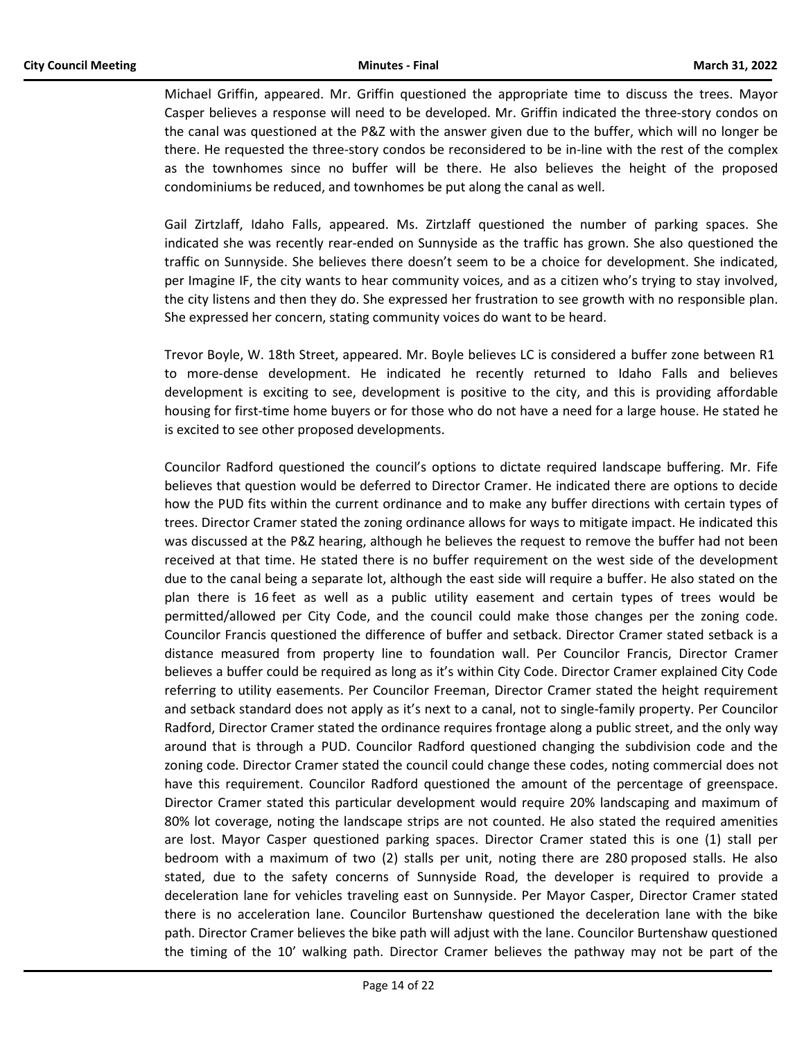Michael Griffin, appeared. Mr. Griffin questioned the appropriate time to discuss the trees. Mayor Casper believes a response will need to be developed. Mr. Griffin indicated the three-story condos on the canal was questioned at the P&Z with the answer given due to the buffer, which will no longer be there. He requested the three-story condos be reconsidered to be in-line with the rest of the complex as the townhomes since no buffer will be there. He also believes the height of the proposed condominiums be reduced, and townhomes be put along the canal as well.

Gail Zirtzlaff, Idaho Falls, appeared. Ms. Zirtzlaff questioned the number of parking spaces. She indicated she was recently rear-ended on Sunnyside as the traffic has grown. She also questioned the traffic on Sunnyside. She believes there doesn't seem to be a choice for development. She indicated, per Imagine IF, the city wants to hear community voices, and as a citizen who's trying to stay involved, the city listens and then they do. She expressed her frustration to see growth with no responsible plan. She expressed her concern, stating community voices do want to be heard.

Trevor Boyle, W. 18th Street, appeared. Mr. Boyle believes LC is considered a buffer zone between R1 to more-dense development. He indicated he recently returned to Idaho Falls and believes development is exciting to see, development is positive to the city, and this is providing affordable housing for first-time home buyers or for those who do not have a need for a large house. He stated he is excited to see other proposed developments.

Councilor Radford questioned the council's options to dictate required landscape buffering. Mr. Fife believes that question would be deferred to Director Cramer. He indicated there are options to decide how the PUD fits within the current ordinance and to make any buffer directions with certain types of trees. Director Cramer stated the zoning ordinance allows for ways to mitigate impact. He indicated this was discussed at the P&Z hearing, although he believes the request to remove the buffer had not been received at that time. He stated there is no buffer requirement on the west side of the development due to the canal being a separate lot, although the east side will require a buffer. He also stated on the plan there is 16 feet as well as a public utility easement and certain types of trees would be permitted/allowed per City Code, and the council could make those changes per the zoning code. Councilor Francis questioned the difference of buffer and setback. Director Cramer stated setback is a distance measured from property line to foundation wall. Per Councilor Francis, Director Cramer believes a buffer could be required as long as it's within City Code. Director Cramer explained City Code referring to utility easements. Per Councilor Freeman, Director Cramer stated the height requirement and setback standard does not apply as it's next to a canal, not to single-family property. Per Councilor Radford, Director Cramer stated the ordinance requires frontage along a public street, and the only way around that is through a PUD. Councilor Radford questioned changing the subdivision code and the zoning code. Director Cramer stated the council could change these codes, noting commercial does not have this requirement. Councilor Radford questioned the amount of the percentage of greenspace. Director Cramer stated this particular development would require 20% landscaping and maximum of 80% lot coverage, noting the landscape strips are not counted. He also stated the required amenities are lost. Mayor Casper questioned parking spaces. Director Cramer stated this is one (1) stall per bedroom with a maximum of two (2) stalls per unit, noting there are 280 proposed stalls. He also stated, due to the safety concerns of Sunnyside Road, the developer is required to provide a deceleration lane for vehicles traveling east on Sunnyside. Per Mayor Casper, Director Cramer stated there is no acceleration lane. Councilor Burtenshaw questioned the deceleration lane with the bike path. Director Cramer believes the bike path will adjust with the lane. Councilor Burtenshaw questioned the timing of the 10' walking path. Director Cramer believes the pathway may not be part of the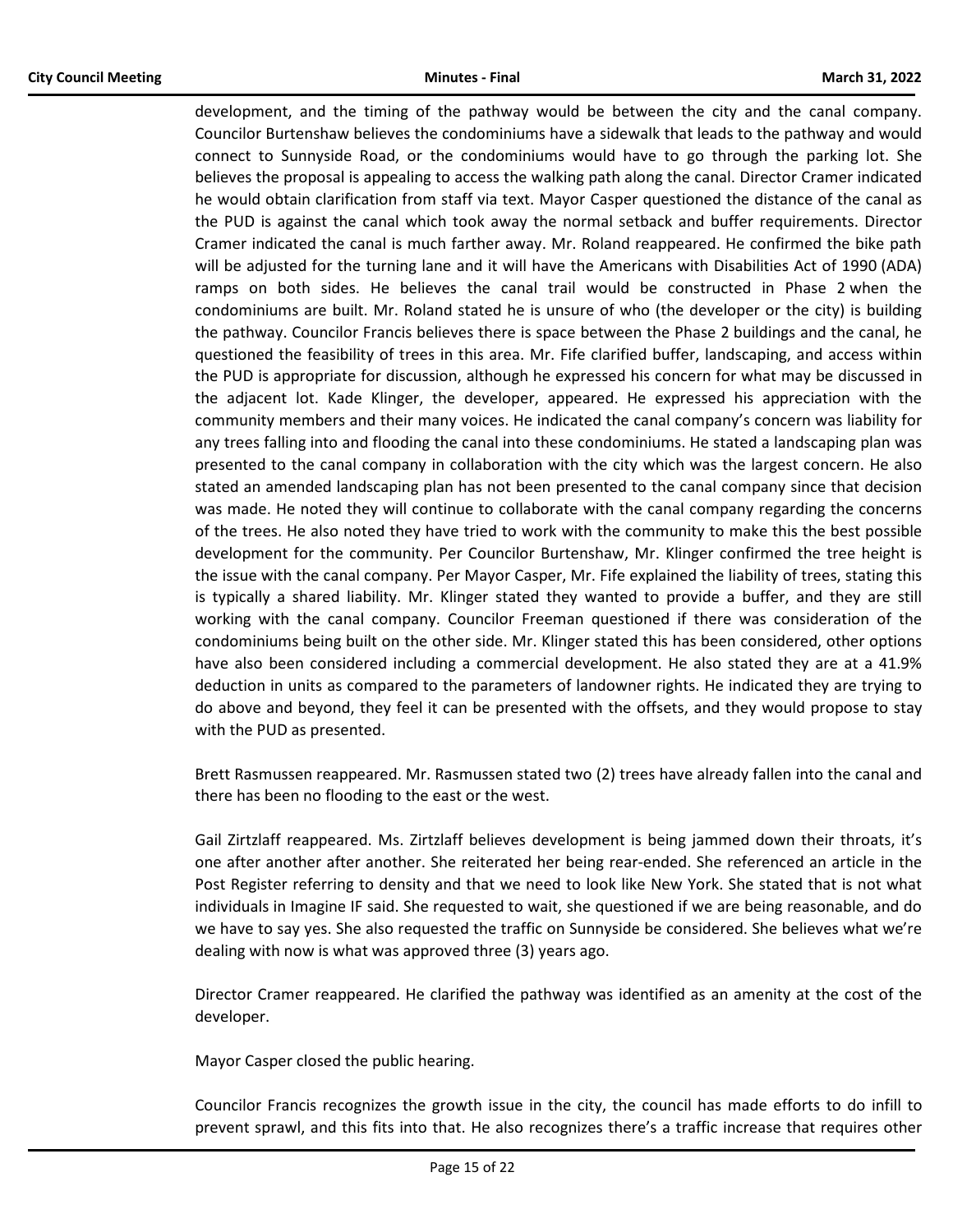development, and the timing of the pathway would be between the city and the canal company. Councilor Burtenshaw believes the condominiums have a sidewalk that leads to the pathway and would connect to Sunnyside Road, or the condominiums would have to go through the parking lot. She believes the proposal is appealing to access the walking path along the canal. Director Cramer indicated he would obtain clarification from staff via text. Mayor Casper questioned the distance of the canal as the PUD is against the canal which took away the normal setback and buffer requirements. Director Cramer indicated the canal is much farther away. Mr. Roland reappeared. He confirmed the bike path will be adjusted for the turning lane and it will have the Americans with Disabilities Act of 1990 (ADA) ramps on both sides. He believes the canal trail would be constructed in Phase 2 when the condominiums are built. Mr. Roland stated he is unsure of who (the developer or the city) is building the pathway. Councilor Francis believes there is space between the Phase 2 buildings and the canal, he questioned the feasibility of trees in this area. Mr. Fife clarified buffer, landscaping, and access within the PUD is appropriate for discussion, although he expressed his concern for what may be discussed in the adjacent lot. Kade Klinger, the developer, appeared. He expressed his appreciation with the community members and their many voices. He indicated the canal company's concern was liability for any trees falling into and flooding the canal into these condominiums. He stated a landscaping plan was presented to the canal company in collaboration with the city which was the largest concern. He also stated an amended landscaping plan has not been presented to the canal company since that decision was made. He noted they will continue to collaborate with the canal company regarding the concerns of the trees. He also noted they have tried to work with the community to make this the best possible development for the community. Per Councilor Burtenshaw, Mr. Klinger confirmed the tree height is the issue with the canal company. Per Mayor Casper, Mr. Fife explained the liability of trees, stating this is typically a shared liability. Mr. Klinger stated they wanted to provide a buffer, and they are still working with the canal company. Councilor Freeman questioned if there was consideration of the condominiums being built on the other side. Mr. Klinger stated this has been considered, other options have also been considered including a commercial development. He also stated they are at a 41.9% deduction in units as compared to the parameters of landowner rights. He indicated they are trying to do above and beyond, they feel it can be presented with the offsets, and they would propose to stay with the PUD as presented.

Brett Rasmussen reappeared. Mr. Rasmussen stated two (2) trees have already fallen into the canal and there has been no flooding to the east or the west.

Gail Zirtzlaff reappeared. Ms. Zirtzlaff believes development is being jammed down their throats, it's one after another after another. She reiterated her being rear-ended. She referenced an article in the Post Register referring to density and that we need to look like New York. She stated that is not what individuals in Imagine IF said. She requested to wait, she questioned if we are being reasonable, and do we have to say yes. She also requested the traffic on Sunnyside be considered. She believes what we're dealing with now is what was approved three (3) years ago.

Director Cramer reappeared. He clarified the pathway was identified as an amenity at the cost of the developer.

Mayor Casper closed the public hearing.

Councilor Francis recognizes the growth issue in the city, the council has made efforts to do infill to prevent sprawl, and this fits into that. He also recognizes there's a traffic increase that requires other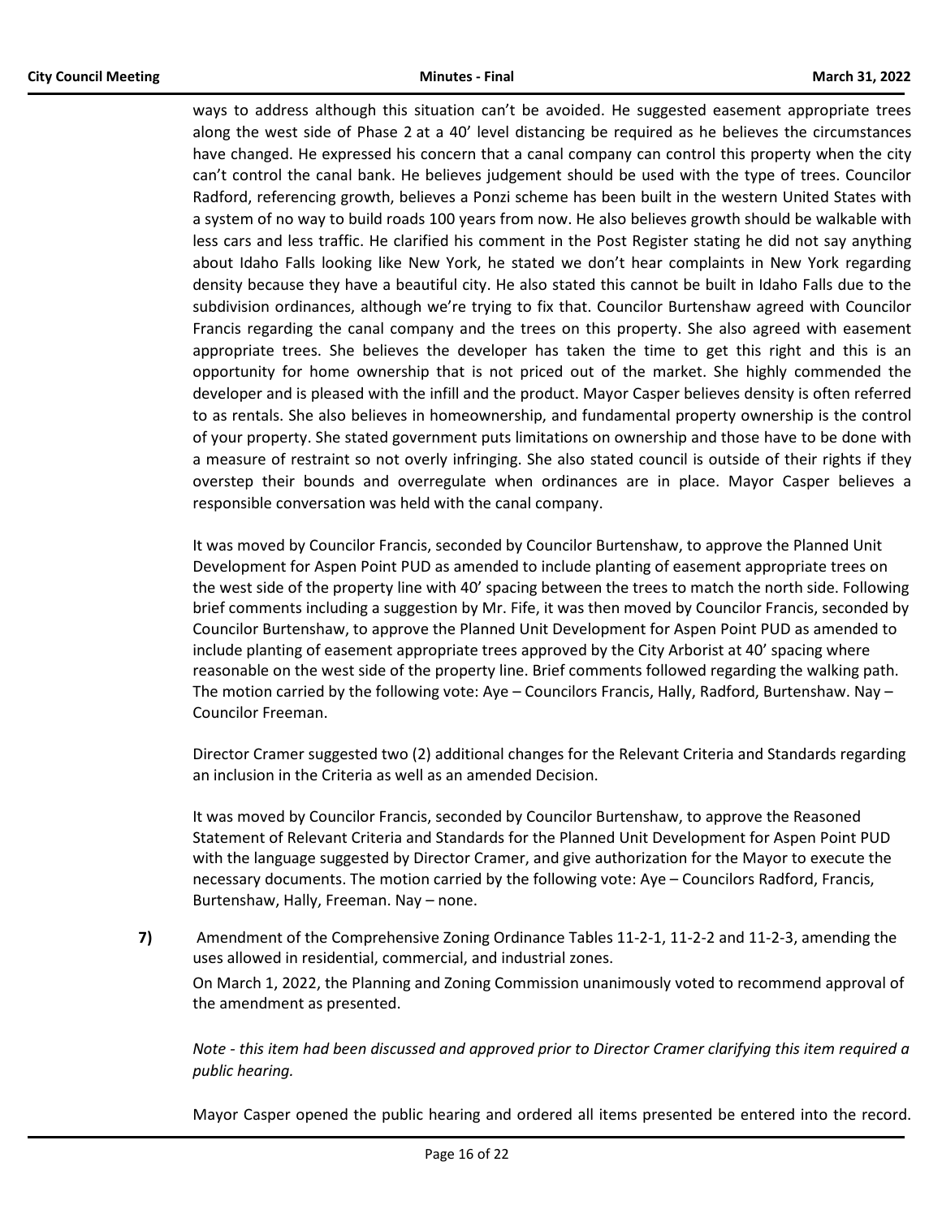ways to address although this situation can't be avoided. He suggested easement appropriate trees along the west side of Phase 2 at a 40' level distancing be required as he believes the circumstances have changed. He expressed his concern that a canal company can control this property when the city can't control the canal bank. He believes judgement should be used with the type of trees. Councilor Radford, referencing growth, believes a Ponzi scheme has been built in the western United States with a system of no way to build roads 100 years from now. He also believes growth should be walkable with less cars and less traffic. He clarified his comment in the Post Register stating he did not say anything about Idaho Falls looking like New York, he stated we don't hear complaints in New York regarding density because they have a beautiful city. He also stated this cannot be built in Idaho Falls due to the subdivision ordinances, although we're trying to fix that. Councilor Burtenshaw agreed with Councilor Francis regarding the canal company and the trees on this property. She also agreed with easement appropriate trees. She believes the developer has taken the time to get this right and this is an opportunity for home ownership that is not priced out of the market. She highly commended the developer and is pleased with the infill and the product. Mayor Casper believes density is often referred to as rentals. She also believes in homeownership, and fundamental property ownership is the control of your property. She stated government puts limitations on ownership and those have to be done with a measure of restraint so not overly infringing. She also stated council is outside of their rights if they overstep their bounds and overregulate when ordinances are in place. Mayor Casper believes a responsible conversation was held with the canal company.

It was moved by Councilor Francis, seconded by Councilor Burtenshaw, to approve the Planned Unit Development for Aspen Point PUD as amended to include planting of easement appropriate trees on the west side of the property line with 40' spacing between the trees to match the north side. Following brief comments including a suggestion by Mr. Fife, it was then moved by Councilor Francis, seconded by Councilor Burtenshaw, to approve the Planned Unit Development for Aspen Point PUD as amended to include planting of easement appropriate trees approved by the City Arborist at 40' spacing where reasonable on the west side of the property line. Brief comments followed regarding the walking path. The motion carried by the following vote: Aye – Councilors Francis, Hally, Radford, Burtenshaw. Nay – Councilor Freeman.

Director Cramer suggested two (2) additional changes for the Relevant Criteria and Standards regarding an inclusion in the Criteria as well as an amended Decision.

It was moved by Councilor Francis, seconded by Councilor Burtenshaw, to approve the Reasoned Statement of Relevant Criteria and Standards for the Planned Unit Development for Aspen Point PUD with the language suggested by Director Cramer, and give authorization for the Mayor to execute the necessary documents. The motion carried by the following vote: Aye – Councilors Radford, Francis, Burtenshaw, Hally, Freeman. Nay – none.

**7)** Amendment of the Comprehensive Zoning Ordinance Tables 11-2-1, 11-2-2 and 11-2-3, amending the uses allowed in residential, commercial, and industrial zones.

On March 1, 2022, the Planning and Zoning Commission unanimously voted to recommend approval of the amendment as presented.

*Note - this item had been discussed and approved prior to Director Cramer clarifying this item required a public hearing.*

Mayor Casper opened the public hearing and ordered all items presented be entered into the record.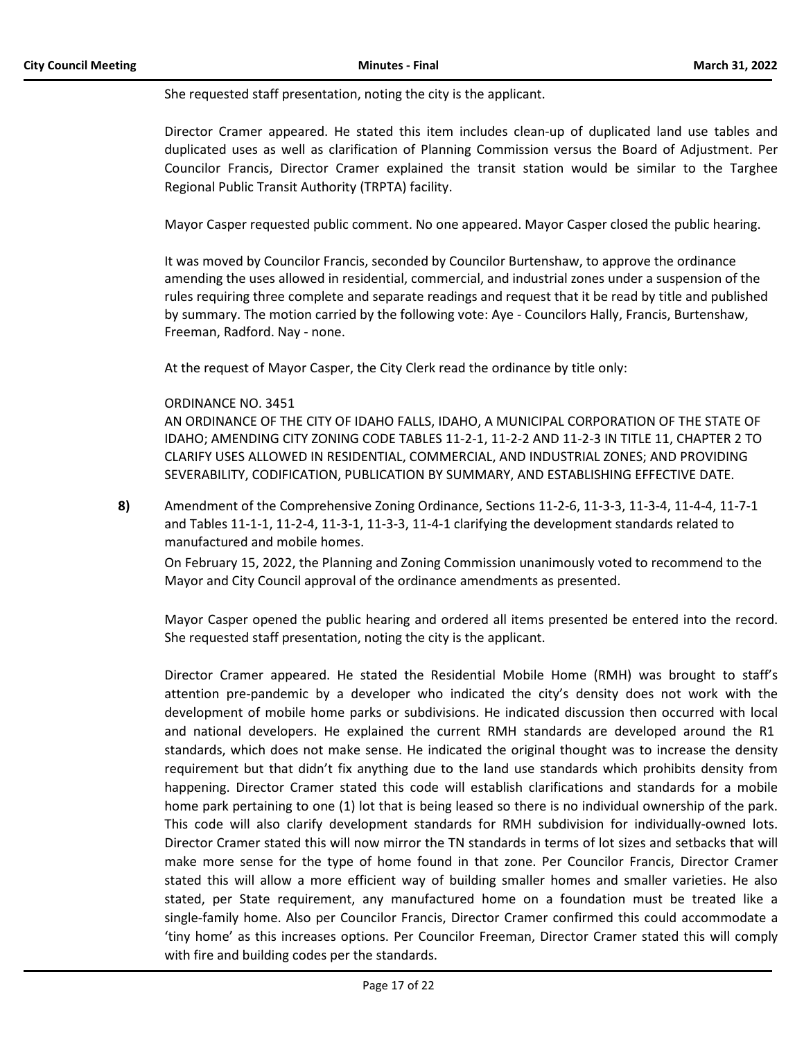She requested staff presentation, noting the city is the applicant.

Director Cramer appeared. He stated this item includes clean-up of duplicated land use tables and duplicated uses as well as clarification of Planning Commission versus the Board of Adjustment. Per Councilor Francis, Director Cramer explained the transit station would be similar to the Targhee Regional Public Transit Authority (TRPTA) facility.

Mayor Casper requested public comment. No one appeared. Mayor Casper closed the public hearing.

It was moved by Councilor Francis, seconded by Councilor Burtenshaw, to approve the ordinance amending the uses allowed in residential, commercial, and industrial zones under a suspension of the rules requiring three complete and separate readings and request that it be read by title and published by summary. The motion carried by the following vote: Aye - Councilors Hally, Francis, Burtenshaw, Freeman, Radford. Nay - none.

At the request of Mayor Casper, the City Clerk read the ordinance by title only:

ORDINANCE NO. 3451
AN ORDINANCE OF THE CITY OF IDAHO FALLS, IDAHO, A MUNICIPAL CORPORATION OF THE STATE OF IDAHO; AMENDING CITY ZONING CODE TABLES 11-2-1, 11-2-2 AND 11-2-3 IN TITLE 11, CHAPTER 2 TO CLARIFY USES ALLOWED IN RESIDENTIAL, COMMERCIAL, AND INDUSTRIAL ZONES; AND PROVIDING SEVERABILITY, CODIFICATION, PUBLICATION BY SUMMARY, AND ESTABLISHING EFFECTIVE DATE.

**8)** Amendment of the Comprehensive Zoning Ordinance, Sections 11-2-6, 11-3-3, 11-3-4, 11-4-4, 11-7-1 and Tables 11-1-1, 11-2-4, 11-3-1, 11-3-3, 11-4-1 clarifying the development standards related to manufactured and mobile homes.

On February 15, 2022, the Planning and Zoning Commission unanimously voted to recommend to the Mayor and City Council approval of the ordinance amendments as presented.

Mayor Casper opened the public hearing and ordered all items presented be entered into the record. She requested staff presentation, noting the city is the applicant.

Director Cramer appeared. He stated the Residential Mobile Home (RMH) was brought to staff's attention pre-pandemic by a developer who indicated the city's density does not work with the development of mobile home parks or subdivisions. He indicated discussion then occurred with local and national developers. He explained the current RMH standards are developed around the R1 standards, which does not make sense. He indicated the original thought was to increase the density requirement but that didn't fix anything due to the land use standards which prohibits density from happening. Director Cramer stated this code will establish clarifications and standards for a mobile home park pertaining to one (1) lot that is being leased so there is no individual ownership of the park. This code will also clarify development standards for RMH subdivision for individually-owned lots. Director Cramer stated this will now mirror the TN standards in terms of lot sizes and setbacks that will make more sense for the type of home found in that zone. Per Councilor Francis, Director Cramer stated this will allow a more efficient way of building smaller homes and smaller varieties. He also stated, per State requirement, any manufactured home on a foundation must be treated like a single-family home. Also per Councilor Francis, Director Cramer confirmed this could accommodate a 'tiny home' as this increases options. Per Councilor Freeman, Director Cramer stated this will comply with fire and building codes per the standards.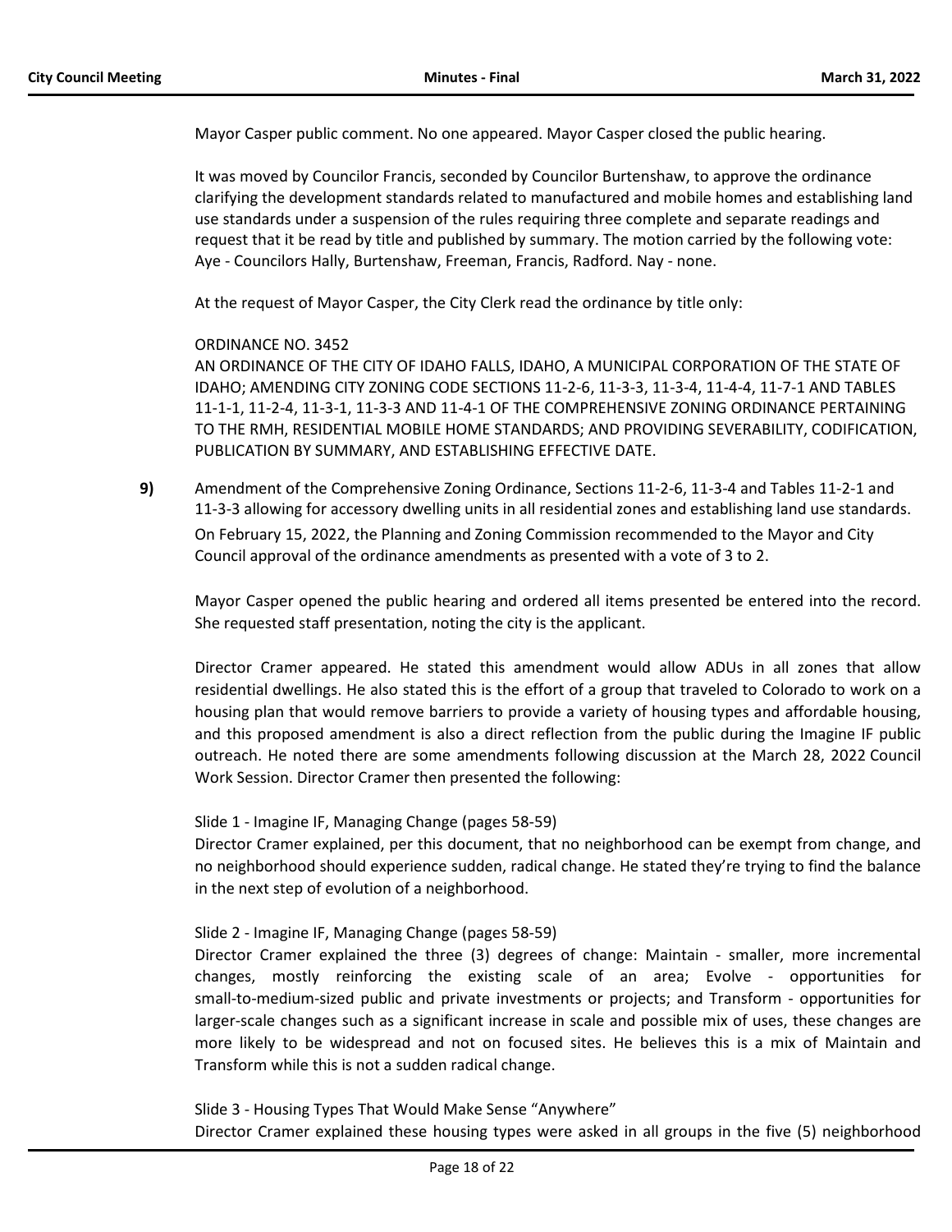Mayor Casper public comment. No one appeared. Mayor Casper closed the public hearing.

It was moved by Councilor Francis, seconded by Councilor Burtenshaw, to approve the ordinance clarifying the development standards related to manufactured and mobile homes and establishing land use standards under a suspension of the rules requiring three complete and separate readings and request that it be read by title and published by summary. The motion carried by the following vote: Aye - Councilors Hally, Burtenshaw, Freeman, Francis, Radford. Nay - none.

At the request of Mayor Casper, the City Clerk read the ordinance by title only:

ORDINANCE NO. 3452
AN ORDINANCE OF THE CITY OF IDAHO FALLS, IDAHO, A MUNICIPAL CORPORATION OF THE STATE OF IDAHO; AMENDING CITY ZONING CODE SECTIONS 11-2-6, 11-3-3, 11-3-4, 11-4-4, 11-7-1 AND TABLES 11-1-1, 11-2-4, 11-3-1, 11-3-3 AND 11-4-1 OF THE COMPREHENSIVE ZONING ORDINANCE PERTAINING TO THE RMH, RESIDENTIAL MOBILE HOME STANDARDS; AND PROVIDING SEVERABILITY, CODIFICATION, PUBLICATION BY SUMMARY, AND ESTABLISHING EFFECTIVE DATE.

**9)** Amendment of the Comprehensive Zoning Ordinance, Sections 11-2-6, 11-3-4 and Tables 11-2-1 and 11-3-3 allowing for accessory dwelling units in all residential zones and establishing land use standards.
On February 15, 2022, the Planning and Zoning Commission recommended to the Mayor and City Council approval of the ordinance amendments as presented with a vote of 3 to 2.

Mayor Casper opened the public hearing and ordered all items presented be entered into the record. She requested staff presentation, noting the city is the applicant.

Director Cramer appeared. He stated this amendment would allow ADUs in all zones that allow residential dwellings. He also stated this is the effort of a group that traveled to Colorado to work on a housing plan that would remove barriers to provide a variety of housing types and affordable housing, and this proposed amendment is also a direct reflection from the public during the Imagine IF public outreach. He noted there are some amendments following discussion at the March 28, 2022 Council Work Session. Director Cramer then presented the following:

Slide 1 - Imagine IF, Managing Change (pages 58-59)
Director Cramer explained, per this document, that no neighborhood can be exempt from change, and no neighborhood should experience sudden, radical change. He stated they're trying to find the balance in the next step of evolution of a neighborhood.

Slide 2 - Imagine IF, Managing Change (pages 58-59)
Director Cramer explained the three (3) degrees of change: Maintain - smaller, more incremental changes, mostly reinforcing the existing scale of an area; Evolve - opportunities for small-to-medium-sized public and private investments or projects; and Transform - opportunities for larger-scale changes such as a significant increase in scale and possible mix of uses, these changes are more likely to be widespread and not on focused sites. He believes this is a mix of Maintain and Transform while this is not a sudden radical change.

Slide 3 - Housing Types That Would Make Sense "Anywhere"
Director Cramer explained these housing types were asked in all groups in the five (5) neighborhood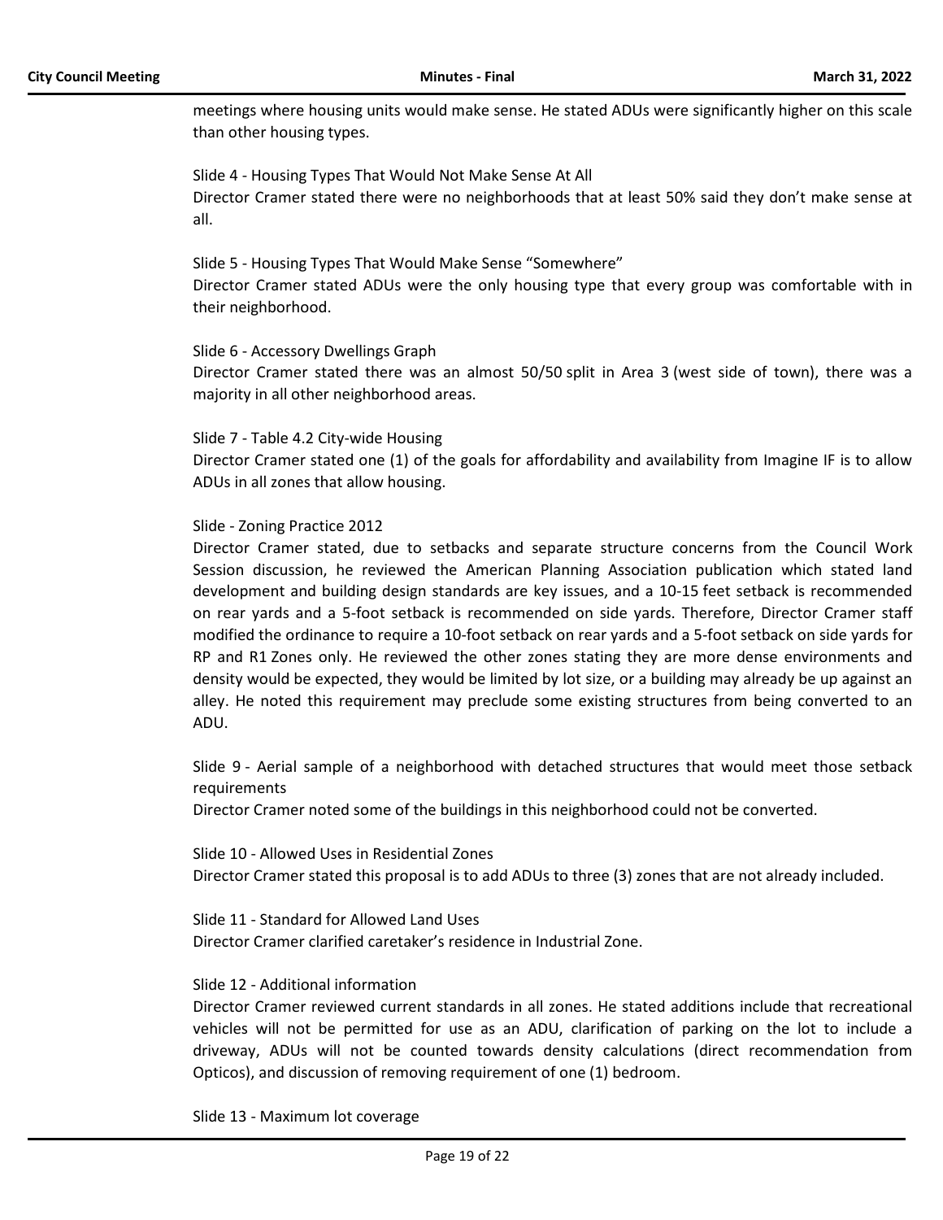meetings where housing units would make sense. He stated ADUs were significantly higher on this scale than other housing types.

Slide 4 - Housing Types That Would Not Make Sense At All
Director Cramer stated there were no neighborhoods that at least 50% said they don't make sense at all.

Slide 5 - Housing Types That Would Make Sense "Somewhere"
Director Cramer stated ADUs were the only housing type that every group was comfortable with in their neighborhood.

Slide 6 - Accessory Dwellings Graph
Director Cramer stated there was an almost 50/50 split in Area 3 (west side of town), there was a majority in all other neighborhood areas.

Slide 7 - Table 4.2 City-wide Housing
Director Cramer stated one (1) of the goals for affordability and availability from Imagine IF is to allow ADUs in all zones that allow housing.

Slide - Zoning Practice 2012
Director Cramer stated, due to setbacks and separate structure concerns from the Council Work Session discussion, he reviewed the American Planning Association publication which stated land development and building design standards are key issues, and a 10-15 feet setback is recommended on rear yards and a 5-foot setback is recommended on side yards. Therefore, Director Cramer staff modified the ordinance to require a 10-foot setback on rear yards and a 5-foot setback on side yards for RP and R1 Zones only. He reviewed the other zones stating they are more dense environments and density would be expected, they would be limited by lot size, or a building may already be up against an alley. He noted this requirement may preclude some existing structures from being converted to an ADU.

Slide 9 - Aerial sample of a neighborhood with detached structures that would meet those setback requirements
Director Cramer noted some of the buildings in this neighborhood could not be converted.

Slide 10 - Allowed Uses in Residential Zones
Director Cramer stated this proposal is to add ADUs to three (3) zones that are not already included.

Slide 11 - Standard for Allowed Land Uses
Director Cramer clarified caretaker's residence in Industrial Zone.

Slide 12 - Additional information
Director Cramer reviewed current standards in all zones. He stated additions include that recreational vehicles will not be permitted for use as an ADU, clarification of parking on the lot to include a driveway, ADUs will not be counted towards density calculations (direct recommendation from Opticos), and discussion of removing requirement of one (1) bedroom.

Slide 13 - Maximum lot coverage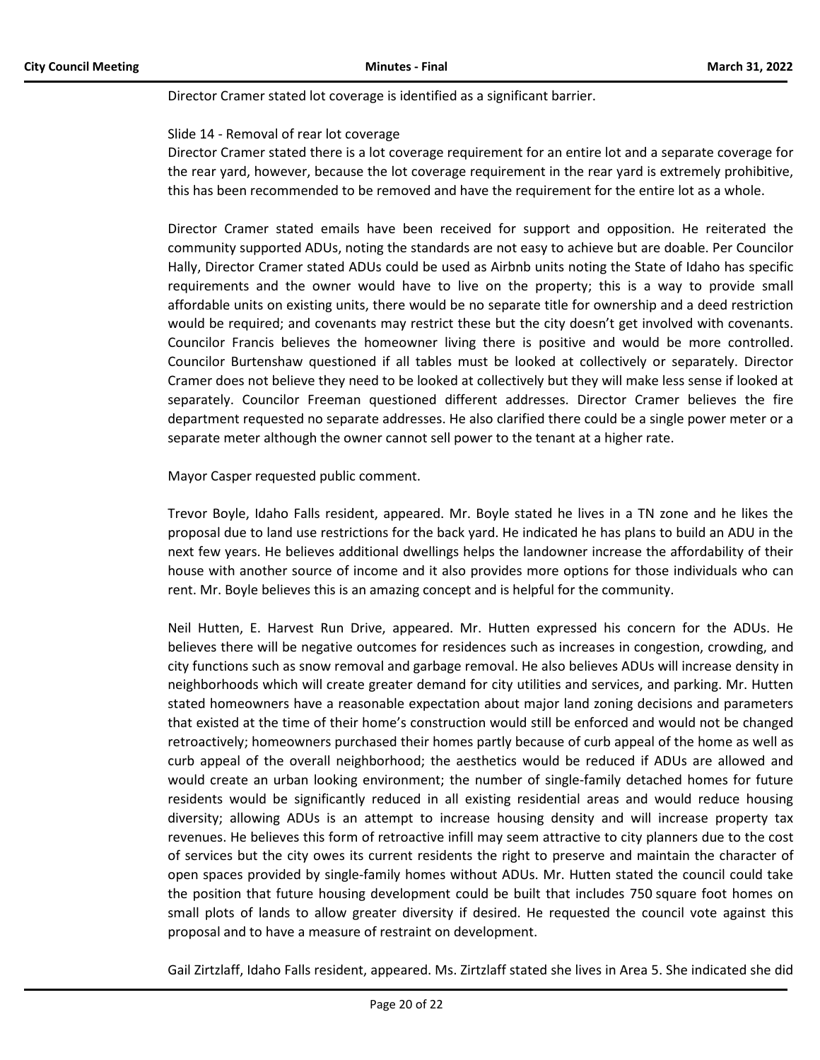Director Cramer stated lot coverage is identified as a significant barrier.

Slide 14 - Removal of rear lot coverage
Director Cramer stated there is a lot coverage requirement for an entire lot and a separate coverage for the rear yard, however, because the lot coverage requirement in the rear yard is extremely prohibitive, this has been recommended to be removed and have the requirement for the entire lot as a whole.

Director Cramer stated emails have been received for support and opposition. He reiterated the community supported ADUs, noting the standards are not easy to achieve but are doable. Per Councilor Hally, Director Cramer stated ADUs could be used as Airbnb units noting the State of Idaho has specific requirements and the owner would have to live on the property; this is a way to provide small affordable units on existing units, there would be no separate title for ownership and a deed restriction would be required; and covenants may restrict these but the city doesn't get involved with covenants. Councilor Francis believes the homeowner living there is positive and would be more controlled. Councilor Burtenshaw questioned if all tables must be looked at collectively or separately. Director Cramer does not believe they need to be looked at collectively but they will make less sense if looked at separately. Councilor Freeman questioned different addresses. Director Cramer believes the fire department requested no separate addresses. He also clarified there could be a single power meter or a separate meter although the owner cannot sell power to the tenant at a higher rate.

Mayor Casper requested public comment.

Trevor Boyle, Idaho Falls resident, appeared. Mr. Boyle stated he lives in a TN zone and he likes the proposal due to land use restrictions for the back yard. He indicated he has plans to build an ADU in the next few years. He believes additional dwellings helps the landowner increase the affordability of their house with another source of income and it also provides more options for those individuals who can rent. Mr. Boyle believes this is an amazing concept and is helpful for the community.

Neil Hutten, E. Harvest Run Drive, appeared. Mr. Hutten expressed his concern for the ADUs. He believes there will be negative outcomes for residences such as increases in congestion, crowding, and city functions such as snow removal and garbage removal. He also believes ADUs will increase density in neighborhoods which will create greater demand for city utilities and services, and parking. Mr. Hutten stated homeowners have a reasonable expectation about major land zoning decisions and parameters that existed at the time of their home's construction would still be enforced and would not be changed retroactively; homeowners purchased their homes partly because of curb appeal of the home as well as curb appeal of the overall neighborhood; the aesthetics would be reduced if ADUs are allowed and would create an urban looking environment; the number of single-family detached homes for future residents would be significantly reduced in all existing residential areas and would reduce housing diversity; allowing ADUs is an attempt to increase housing density and will increase property tax revenues. He believes this form of retroactive infill may seem attractive to city planners due to the cost of services but the city owes its current residents the right to preserve and maintain the character of open spaces provided by single-family homes without ADUs. Mr. Hutten stated the council could take the position that future housing development could be built that includes 750 square foot homes on small plots of lands to allow greater diversity if desired. He requested the council vote against this proposal and to have a measure of restraint on development.

Gail Zirtzlaff, Idaho Falls resident, appeared. Ms. Zirtzlaff stated she lives in Area 5. She indicated she did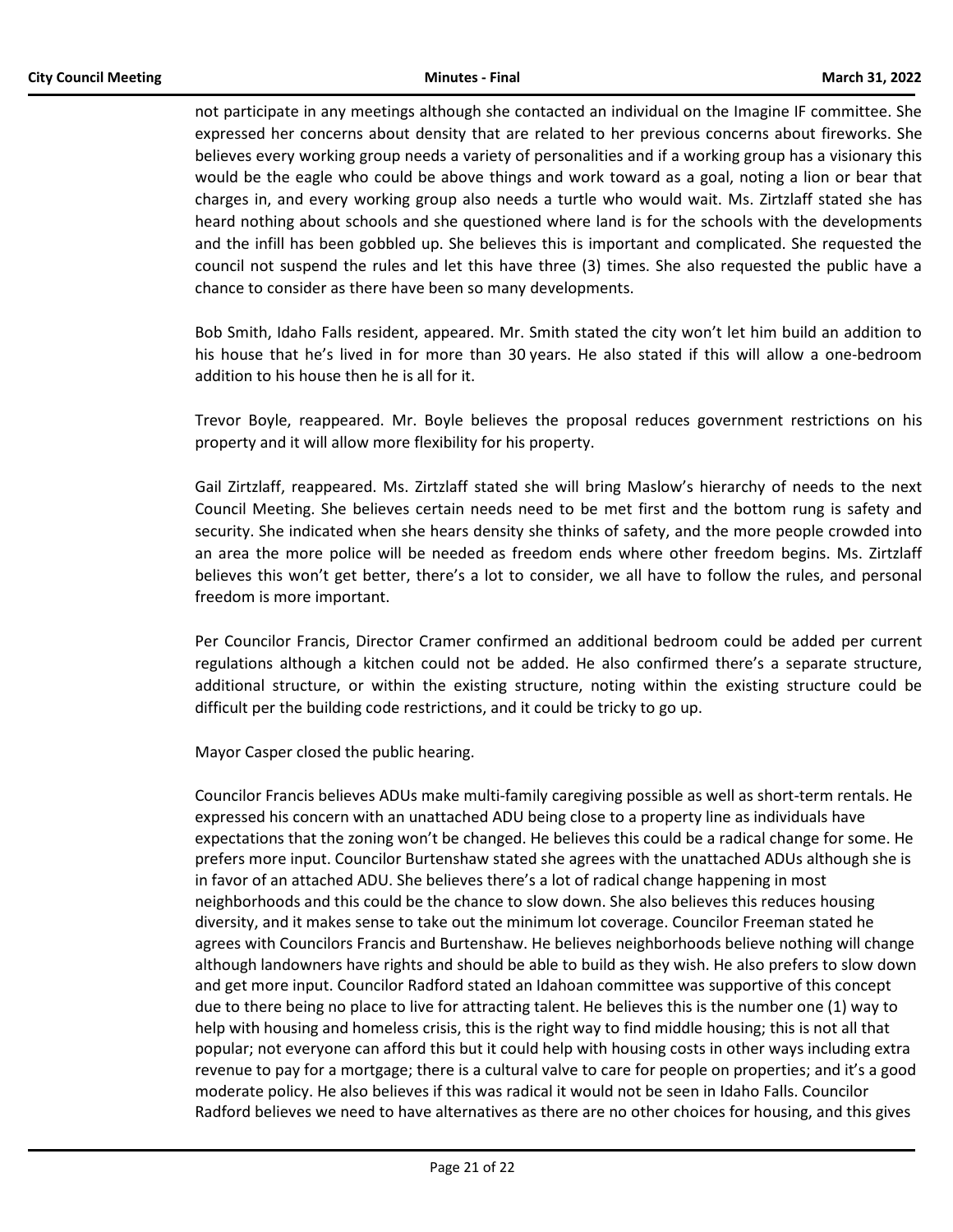not participate in any meetings although she contacted an individual on the Imagine IF committee. She expressed her concerns about density that are related to her previous concerns about fireworks. She believes every working group needs a variety of personalities and if a working group has a visionary this would be the eagle who could be above things and work toward as a goal, noting a lion or bear that charges in, and every working group also needs a turtle who would wait. Ms. Zirtzlaff stated she has heard nothing about schools and she questioned where land is for the schools with the developments and the infill has been gobbled up. She believes this is important and complicated. She requested the council not suspend the rules and let this have three (3) times. She also requested the public have a chance to consider as there have been so many developments.

Bob Smith, Idaho Falls resident, appeared. Mr. Smith stated the city won't let him build an addition to his house that he's lived in for more than 30 years. He also stated if this will allow a one-bedroom addition to his house then he is all for it.

Trevor Boyle, reappeared. Mr. Boyle believes the proposal reduces government restrictions on his property and it will allow more flexibility for his property.

Gail Zirtzlaff, reappeared. Ms. Zirtzlaff stated she will bring Maslow's hierarchy of needs to the next Council Meeting. She believes certain needs need to be met first and the bottom rung is safety and security. She indicated when she hears density she thinks of safety, and the more people crowded into an area the more police will be needed as freedom ends where other freedom begins. Ms. Zirtzlaff believes this won't get better, there's a lot to consider, we all have to follow the rules, and personal freedom is more important.

Per Councilor Francis, Director Cramer confirmed an additional bedroom could be added per current regulations although a kitchen could not be added. He also confirmed there's a separate structure, additional structure, or within the existing structure, noting within the existing structure could be difficult per the building code restrictions, and it could be tricky to go up.

Mayor Casper closed the public hearing.

Councilor Francis believes ADUs make multi-family caregiving possible as well as short-term rentals. He expressed his concern with an unattached ADU being close to a property line as individuals have expectations that the zoning won't be changed. He believes this could be a radical change for some. He prefers more input. Councilor Burtenshaw stated she agrees with the unattached ADUs although she is in favor of an attached ADU. She believes there's a lot of radical change happening in most neighborhoods and this could be the chance to slow down. She also believes this reduces housing diversity, and it makes sense to take out the minimum lot coverage. Councilor Freeman stated he agrees with Councilors Francis and Burtenshaw. He believes neighborhoods believe nothing will change although landowners have rights and should be able to build as they wish. He also prefers to slow down and get more input. Councilor Radford stated an Idahoan committee was supportive of this concept due to there being no place to live for attracting talent. He believes this is the number one (1) way to help with housing and homeless crisis, this is the right way to find middle housing; this is not all that popular; not everyone can afford this but it could help with housing costs in other ways including extra revenue to pay for a mortgage; there is a cultural valve to care for people on properties; and it's a good moderate policy. He also believes if this was radical it would not be seen in Idaho Falls. Councilor Radford believes we need to have alternatives as there are no other choices for housing, and this gives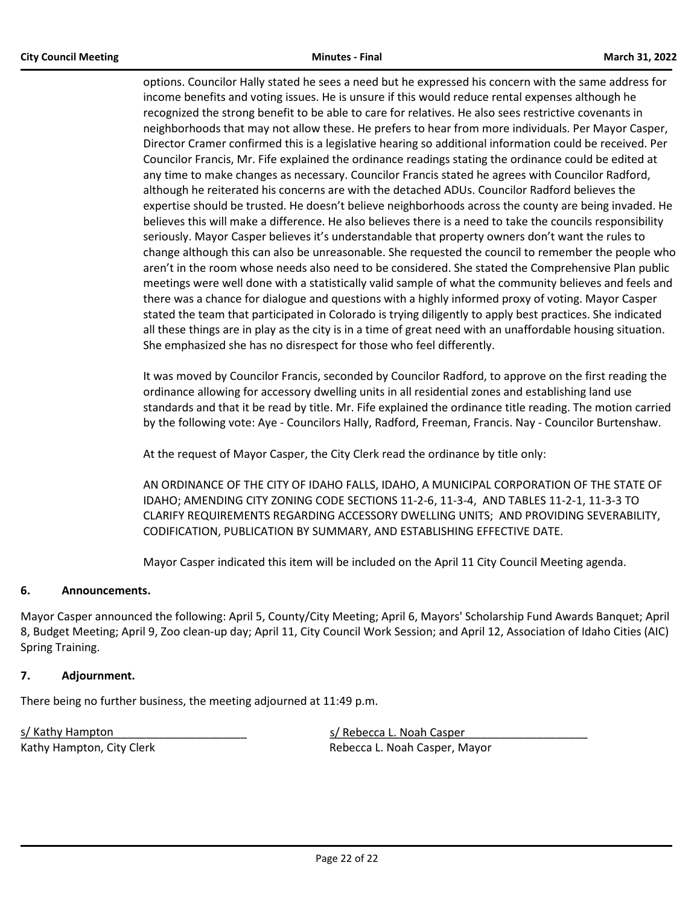options. Councilor Hally stated he sees a need but he expressed his concern with the same address for income benefits and voting issues. He is unsure if this would reduce rental expenses although he recognized the strong benefit to be able to care for relatives. He also sees restrictive covenants in neighborhoods that may not allow these. He prefers to hear from more individuals. Per Mayor Casper, Director Cramer confirmed this is a legislative hearing so additional information could be received. Per Councilor Francis, Mr. Fife explained the ordinance readings stating the ordinance could be edited at any time to make changes as necessary. Councilor Francis stated he agrees with Councilor Radford, although he reiterated his concerns are with the detached ADUs. Councilor Radford believes the expertise should be trusted. He doesn't believe neighborhoods across the county are being invaded. He believes this will make a difference. He also believes there is a need to take the councils responsibility seriously. Mayor Casper believes it's understandable that property owners don't want the rules to change although this can also be unreasonable. She requested the council to remember the people who aren't in the room whose needs also need to be considered. She stated the Comprehensive Plan public meetings were well done with a statistically valid sample of what the community believes and feels and there was a chance for dialogue and questions with a highly informed proxy of voting. Mayor Casper stated the team that participated in Colorado is trying diligently to apply best practices. She indicated all these things are in play as the city is in a time of great need with an unaffordable housing situation. She emphasized she has no disrespect for those who feel differently.

It was moved by Councilor Francis, seconded by Councilor Radford, to approve on the first reading the ordinance allowing for accessory dwelling units in all residential zones and establishing land use standards and that it be read by title. Mr. Fife explained the ordinance title reading. The motion carried by the following vote: Aye - Councilors Hally, Radford, Freeman, Francis. Nay - Councilor Burtenshaw.

At the request of Mayor Casper, the City Clerk read the ordinance by title only:

AN ORDINANCE OF THE CITY OF IDAHO FALLS, IDAHO, A MUNICIPAL CORPORATION OF THE STATE OF IDAHO; AMENDING CITY ZONING CODE SECTIONS 11-2-6, 11-3-4, AND TABLES 11-2-1, 11-3-3 TO CLARIFY REQUIREMENTS REGARDING ACCESSORY DWELLING UNITS; AND PROVIDING SEVERABILITY, CODIFICATION, PUBLICATION BY SUMMARY, AND ESTABLISHING EFFECTIVE DATE.

Mayor Casper indicated this item will be included on the April 11 City Council Meeting agenda.

## 6. Announcements.

Mayor Casper announced the following: April 5, County/City Meeting; April 6, Mayors' Scholarship Fund Awards Banquet; April 8, Budget Meeting; April 9, Zoo clean-up day; April 11, City Council Work Session; and April 12, Association of Idaho Cities (AIC) Spring Training.

## 7. Adjournment.

There being no further business, the meeting adjourned at 11:49 p.m.

s/ Kathy Hampton
Kathy Hampton, City Clerk

s/ Rebecca L. Noah Casper
Rebecca L. Noah Casper, Mayor